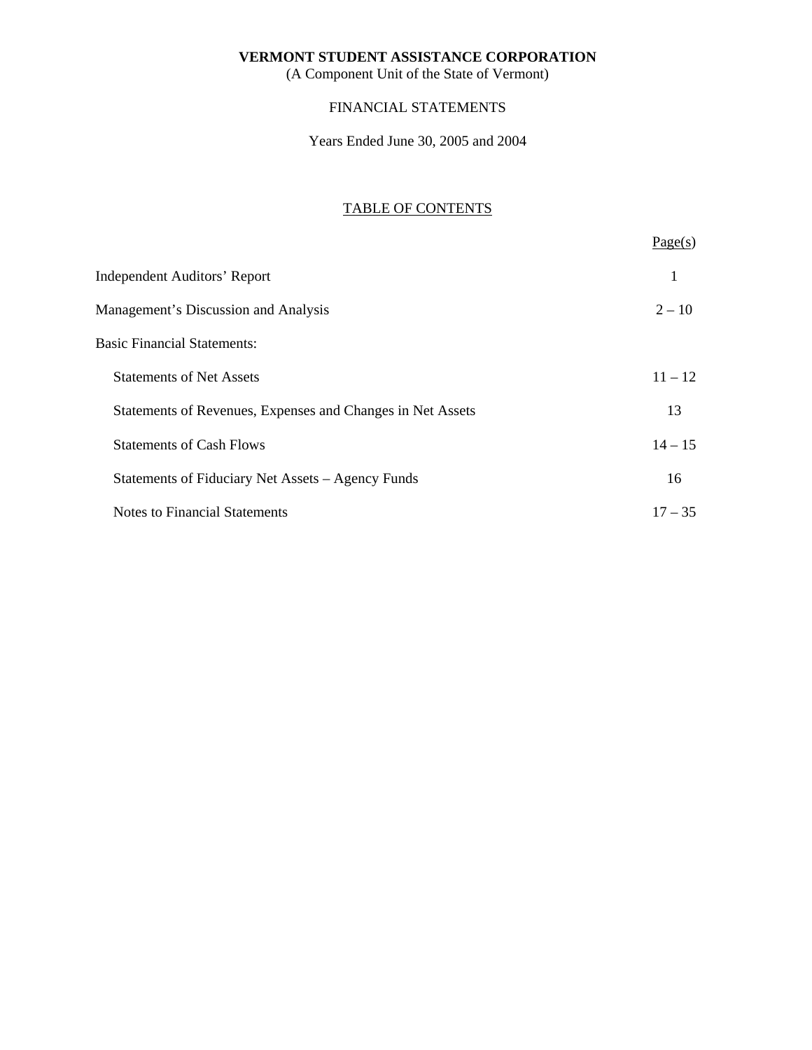**VERMONT STUDENT ASSISTANCE CORPORATION**
(A Component Unit of the State of Vermont)

FINANCIAL STATEMENTS

Years Ended June 30, 2005 and 2004

TABLE OF CONTENTS

| | Page(s) |
|---|---|
| Independent Auditors' Report | 1 |
| Management's Discussion and Analysis | 2 – 10 |
| Basic Financial Statements: | |
| Statements of Net Assets | 11 – 12 |
| Statements of Revenues, Expenses and Changes in Net Assets | 13 |
| Statements of Cash Flows | 14 – 15 |
| Statements of Fiduciary Net Assets – Agency Funds | 16 |
| Notes to Financial Statements | 17 – 35 |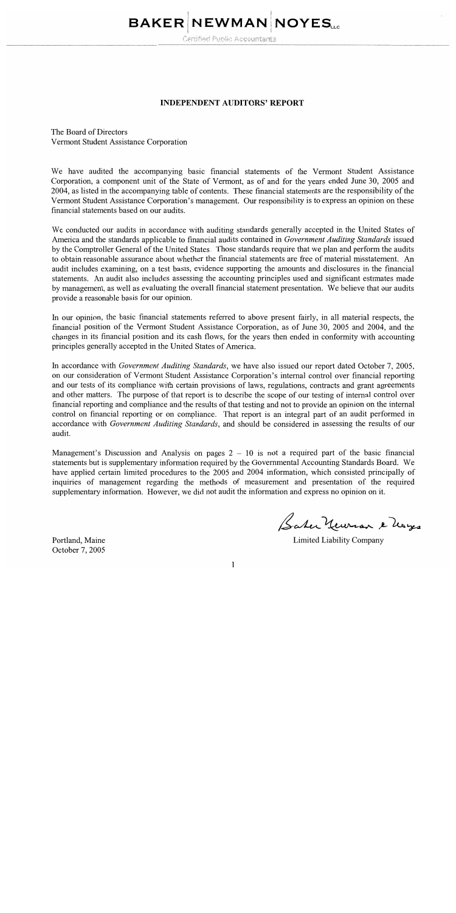# BAKER | NEWMAN | NOYES LLC

Certified Public Accountants

## INDEPENDENT AUDITORS' REPORT

The Board of Directors
Vermont Student Assistance Corporation

We have audited the accompanying basic financial statements of the Vermont Student Assistance Corporation, a component unit of the State of Vermont, as of and for the years ended June 30, 2005 and 2004, as listed in the accompanying table of contents. These financial statements are the responsibility of the Vermont Student Assistance Corporation's management. Our responsibility is to express an opinion on these financial statements based on our audits.

We conducted our audits in accordance with auditing standards generally accepted in the United States of America and the standards applicable to financial audits contained in *Government Auditing Standards* issued by the Comptroller General of the United States. Those standards require that we plan and perform the audits to obtain reasonable assurance about whether the financial statements are free of material misstatement. An audit includes examining, on a test basis, evidence supporting the amounts and disclosures in the financial statements. An audit also includes assessing the accounting principles used and significant estimates made by management, as well as evaluating the overall financial statement presentation. We believe that our audits provide a reasonable basis for our opinion.

In our opinion, the basic financial statements referred to above present fairly, in all material respects, the financial position of the Vermont Student Assistance Corporation, as of June 30, 2005 and 2004, and the changes in its financial position and its cash flows, for the years then ended in conformity with accounting principles generally accepted in the United States of America.

In accordance with *Government Auditing Standards*, we have also issued our report dated October 7, 2005, on our consideration of Vermont Student Assistance Corporation's internal control over financial reporting and our tests of its compliance with certain provisions of laws, regulations, contracts and grant agreements and other matters. The purpose of that report is to describe the scope of our testing of internal control over financial reporting and compliance and the results of that testing and not to provide an opinion on the internal control on financial reporting or on compliance. That report is an integral part of an audit performed in accordance with *Government Auditing Standards*, and should be considered in assessing the results of our audit.

Management's Discussion and Analysis on pages 2 – 10 is not a required part of the basic financial statements but is supplementary information required by the Governmental Accounting Standards Board. We have applied certain limited procedures to the 2005 and 2004 information, which consisted principally of inquiries of management regarding the methods of measurement and presentation of the required supplementary information. However, we did not audit the information and express no opinion on it.

Baker Newman & Noyes
Limited Liability Company

Portland, Maine
October 7, 2005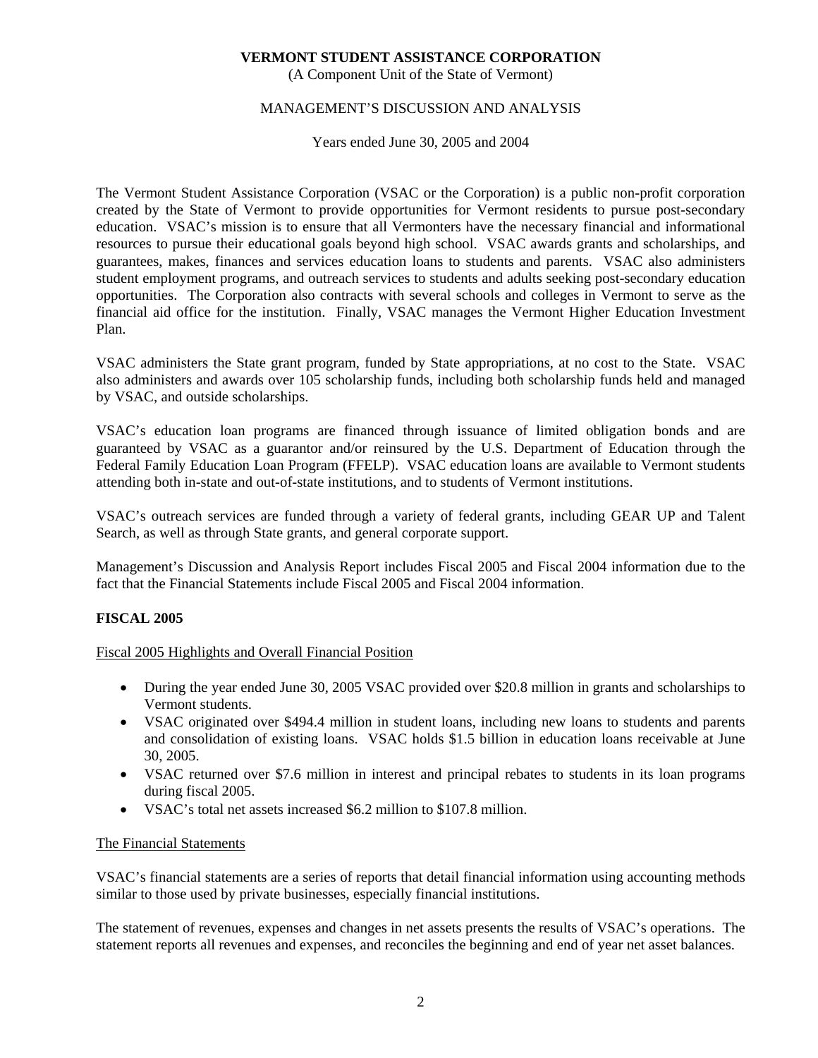**VERMONT STUDENT ASSISTANCE CORPORATION**
(A Component Unit of the State of Vermont)

MANAGEMENT'S DISCUSSION AND ANALYSIS

Years ended June 30, 2005 and 2004

The Vermont Student Assistance Corporation (VSAC or the Corporation) is a public non-profit corporation created by the State of Vermont to provide opportunities for Vermont residents to pursue post-secondary education. VSAC's mission is to ensure that all Vermonters have the necessary financial and informational resources to pursue their educational goals beyond high school. VSAC awards grants and scholarships, and guarantees, makes, finances and services education loans to students and parents. VSAC also administers student employment programs, and outreach services to students and adults seeking post-secondary education opportunities. The Corporation also contracts with several schools and colleges in Vermont to serve as the financial aid office for the institution. Finally, VSAC manages the Vermont Higher Education Investment Plan.

VSAC administers the State grant program, funded by State appropriations, at no cost to the State. VSAC also administers and awards over 105 scholarship funds, including both scholarship funds held and managed by VSAC, and outside scholarships.

VSAC's education loan programs are financed through issuance of limited obligation bonds and are guaranteed by VSAC as a guarantor and/or reinsured by the U.S. Department of Education through the Federal Family Education Loan Program (FFELP). VSAC education loans are available to Vermont students attending both in-state and out-of-state institutions, and to students of Vermont institutions.

VSAC's outreach services are funded through a variety of federal grants, including GEAR UP and Talent Search, as well as through State grants, and general corporate support.

Management's Discussion and Analysis Report includes Fiscal 2005 and Fiscal 2004 information due to the fact that the Financial Statements include Fiscal 2005 and Fiscal 2004 information.

## FISCAL 2005

### Fiscal 2005 Highlights and Overall Financial Position

- During the year ended June 30, 2005 VSAC provided over $20.8 million in grants and scholarships to Vermont students.
- VSAC originated over $494.4 million in student loans, including new loans to students and parents and consolidation of existing loans. VSAC holds $1.5 billion in education loans receivable at June 30, 2005.
- VSAC returned over $7.6 million in interest and principal rebates to students in its loan programs during fiscal 2005.
- VSAC's total net assets increased $6.2 million to $107.8 million.

### The Financial Statements

VSAC's financial statements are a series of reports that detail financial information using accounting methods similar to those used by private businesses, especially financial institutions.

The statement of revenues, expenses and changes in net assets presents the results of VSAC's operations. The statement reports all revenues and expenses, and reconciles the beginning and end of year net asset balances.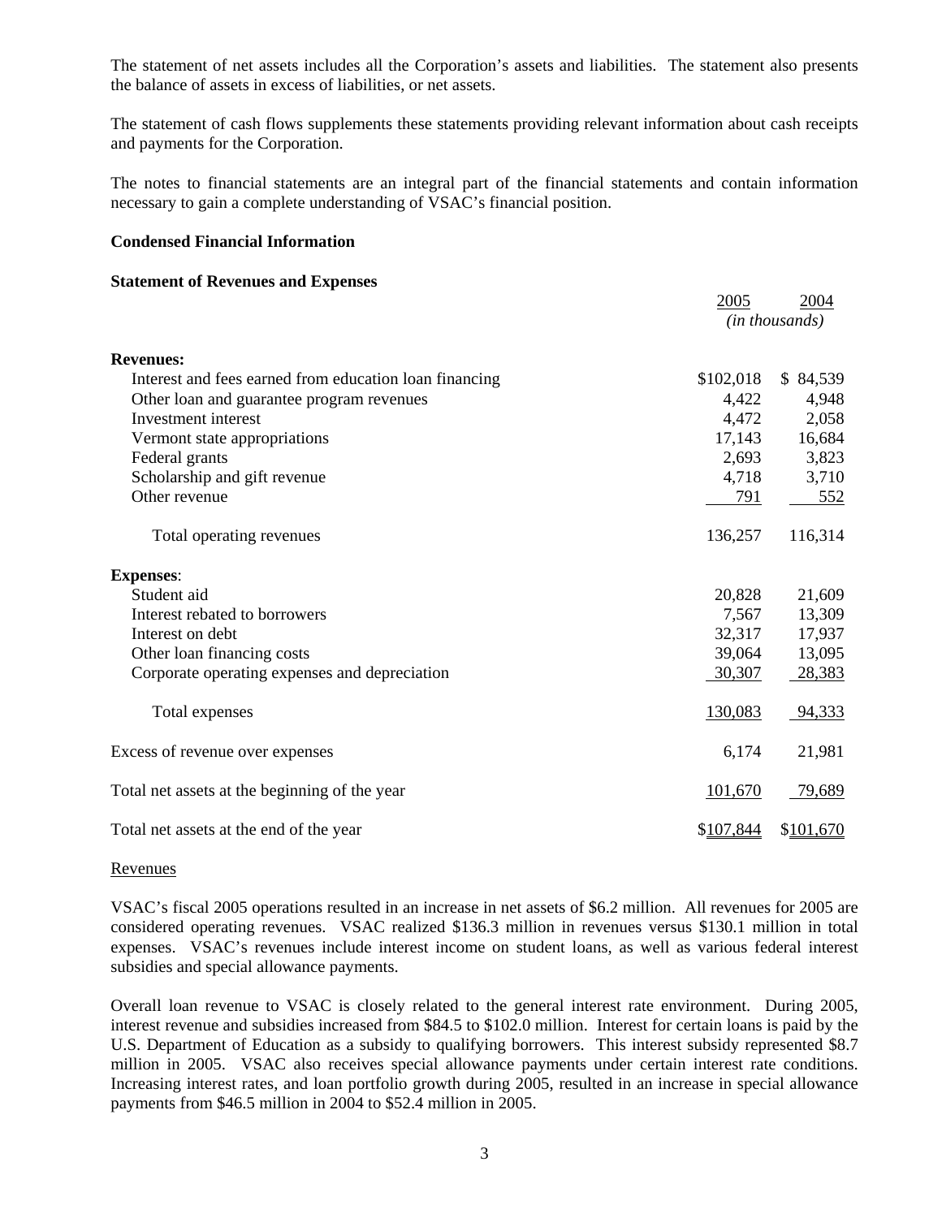The statement of net assets includes all the Corporation's assets and liabilities. The statement also presents the balance of assets in excess of liabilities, or net assets.

The statement of cash flows supplements these statements providing relevant information about cash receipts and payments for the Corporation.

The notes to financial statements are an integral part of the financial statements and contain information necessary to gain a complete understanding of VSAC's financial position.

**Condensed Financial Information**

**Statement of Revenues and Expenses**

| | 2005 | 2004 |
|---|---|---|
| | *(in thousands)* | |
| **Revenues:** | | |
| Interest and fees earned from education loan financing | $102,018 | $ 84,539 |
| Other loan and guarantee program revenues | 4,422 | 4,948 |
| Investment interest | 4,472 | 2,058 |
| Vermont state appropriations | 17,143 | 16,684 |
| Federal grants | 2,693 | 3,823 |
| Scholarship and gift revenue | 4,718 | 3,710 |
| Other revenue | 791 | 552 |
| Total operating revenues | 136,257 | 116,314 |
| **Expenses**: | | |
| Student aid | 20,828 | 21,609 |
| Interest rebated to borrowers | 7,567 | 13,309 |
| Interest on debt | 32,317 | 17,937 |
| Other loan financing costs | 39,064 | 13,095 |
| Corporate operating expenses and depreciation | 30,307 | 28,383 |
| Total expenses | 130,083 | 94,333 |
| Excess of revenue over expenses | 6,174 | 21,981 |
| Total net assets at the beginning of the year | 101,670 | 79,689 |
| Total net assets at the end of the year | $107,844 | $101,670 |

Revenues

VSAC's fiscal 2005 operations resulted in an increase in net assets of $6.2 million. All revenues for 2005 are considered operating revenues. VSAC realized $136.3 million in revenues versus $130.1 million in total expenses. VSAC's revenues include interest income on student loans, as well as various federal interest subsidies and special allowance payments.

Overall loan revenue to VSAC is closely related to the general interest rate environment. During 2005, interest revenue and subsidies increased from $84.5 to $102.0 million. Interest for certain loans is paid by the U.S. Department of Education as a subsidy to qualifying borrowers. This interest subsidy represented $8.7 million in 2005. VSAC also receives special allowance payments under certain interest rate conditions. Increasing interest rates, and loan portfolio growth during 2005, resulted in an increase in special allowance payments from $46.5 million in 2004 to $52.4 million in 2005.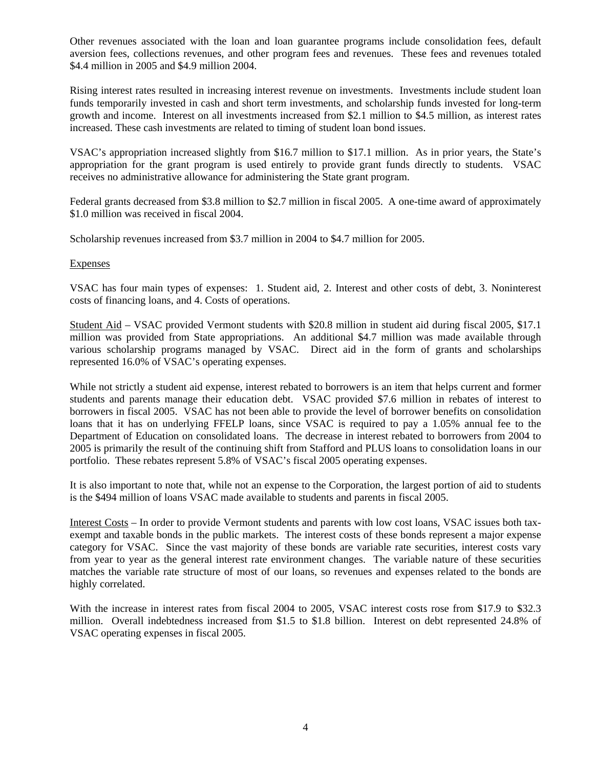Other revenues associated with the loan and loan guarantee programs include consolidation fees, default aversion fees, collections revenues, and other program fees and revenues. These fees and revenues totaled \$4.4 million in 2005 and \$4.9 million 2004.

Rising interest rates resulted in increasing interest revenue on investments. Investments include student loan funds temporarily invested in cash and short term investments, and scholarship funds invested for long-term growth and income. Interest on all investments increased from \$2.1 million to \$4.5 million, as interest rates increased. These cash investments are related to timing of student loan bond issues.

VSAC's appropriation increased slightly from \$16.7 million to \$17.1 million. As in prior years, the State's appropriation for the grant program is used entirely to provide grant funds directly to students. VSAC receives no administrative allowance for administering the State grant program.

Federal grants decreased from \$3.8 million to \$2.7 million in fiscal 2005. A one-time award of approximately \$1.0 million was received in fiscal 2004.

Scholarship revenues increased from \$3.7 million in 2004 to \$4.7 million for 2005.

<u>Expenses</u>

VSAC has four main types of expenses: 1. Student aid, 2. Interest and other costs of debt, 3. Noninterest costs of financing loans, and 4. Costs of operations.

<u>Student Aid</u> – VSAC provided Vermont students with \$20.8 million in student aid during fiscal 2005, \$17.1 million was provided from State appropriations. An additional \$4.7 million was made available through various scholarship programs managed by VSAC. Direct aid in the form of grants and scholarships represented 16.0% of VSAC's operating expenses.

While not strictly a student aid expense, interest rebated to borrowers is an item that helps current and former students and parents manage their education debt. VSAC provided \$7.6 million in rebates of interest to borrowers in fiscal 2005. VSAC has not been able to provide the level of borrower benefits on consolidation loans that it has on underlying FFELP loans, since VSAC is required to pay a 1.05% annual fee to the Department of Education on consolidated loans. The decrease in interest rebated to borrowers from 2004 to 2005 is primarily the result of the continuing shift from Stafford and PLUS loans to consolidation loans in our portfolio. These rebates represent 5.8% of VSAC's fiscal 2005 operating expenses.

It is also important to note that, while not an expense to the Corporation, the largest portion of aid to students is the \$494 million of loans VSAC made available to students and parents in fiscal 2005.

<u>Interest Costs</u> – In order to provide Vermont students and parents with low cost loans, VSAC issues both tax-exempt and taxable bonds in the public markets. The interest costs of these bonds represent a major expense category for VSAC. Since the vast majority of these bonds are variable rate securities, interest costs vary from year to year as the general interest rate environment changes. The variable nature of these securities matches the variable rate structure of most of our loans, so revenues and expenses related to the bonds are highly correlated.

With the increase in interest rates from fiscal 2004 to 2005, VSAC interest costs rose from \$17.9 to \$32.3 million. Overall indebtedness increased from \$1.5 to \$1.8 billion. Interest on debt represented 24.8% of VSAC operating expenses in fiscal 2005.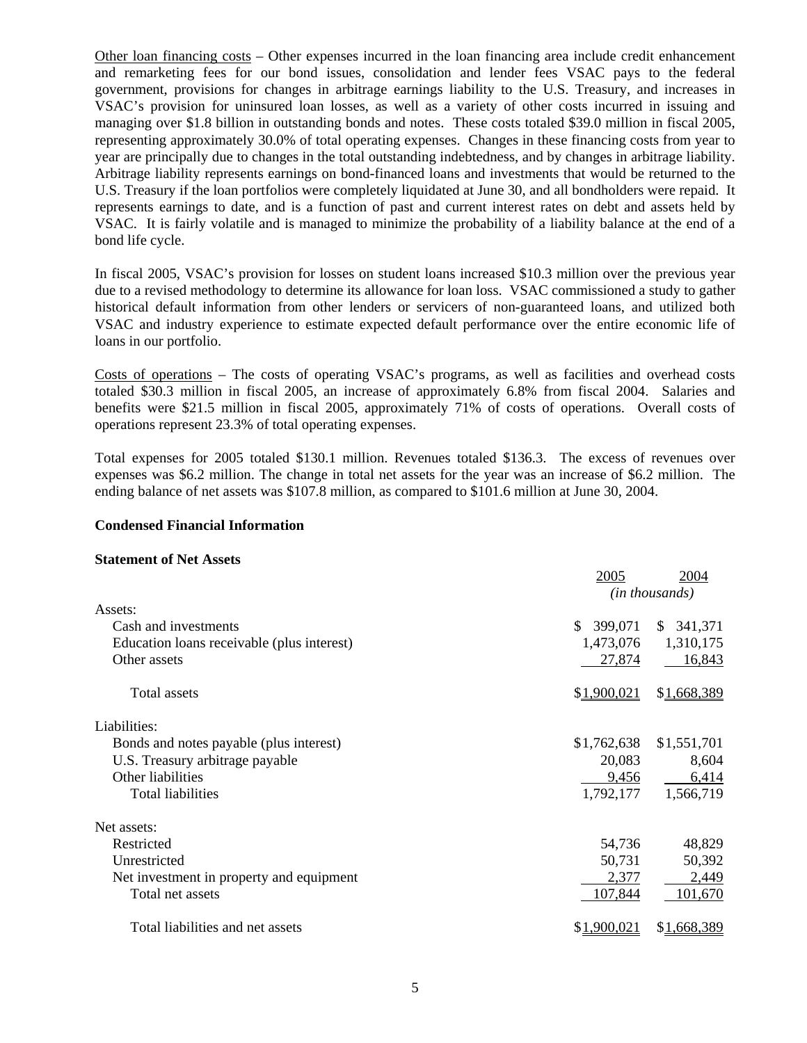Other loan financing costs – Other expenses incurred in the loan financing area include credit enhancement and remarketing fees for our bond issues, consolidation and lender fees VSAC pays to the federal government, provisions for changes in arbitrage earnings liability to the U.S. Treasury, and increases in VSAC's provision for uninsured loan losses, as well as a variety of other costs incurred in issuing and managing over $1.8 billion in outstanding bonds and notes. These costs totaled $39.0 million in fiscal 2005, representing approximately 30.0% of total operating expenses. Changes in these financing costs from year to year are principally due to changes in the total outstanding indebtedness, and by changes in arbitrage liability. Arbitrage liability represents earnings on bond-financed loans and investments that would be returned to the U.S. Treasury if the loan portfolios were completely liquidated at June 30, and all bondholders were repaid. It represents earnings to date, and is a function of past and current interest rates on debt and assets held by VSAC. It is fairly volatile and is managed to minimize the probability of a liability balance at the end of a bond life cycle.

In fiscal 2005, VSAC's provision for losses on student loans increased $10.3 million over the previous year due to a revised methodology to determine its allowance for loan loss. VSAC commissioned a study to gather historical default information from other lenders or servicers of non-guaranteed loans, and utilized both VSAC and industry experience to estimate expected default performance over the entire economic life of loans in our portfolio.

Costs of operations – The costs of operating VSAC's programs, as well as facilities and overhead costs totaled $30.3 million in fiscal 2005, an increase of approximately 6.8% from fiscal 2004. Salaries and benefits were $21.5 million in fiscal 2005, approximately 71% of costs of operations. Overall costs of operations represent 23.3% of total operating expenses.

Total expenses for 2005 totaled $130.1 million. Revenues totaled $136.3. The excess of revenues over expenses was $6.2 million. The change in total net assets for the year was an increase of $6.2 million. The ending balance of net assets was $107.8 million, as compared to $101.6 million at June 30, 2004.

**Condensed Financial Information**

**Statement of Net Assets**

| | 2005 | 2004 |
|---|---|---|
| | *(in thousands)* | |
| Assets: | | |
| Cash and investments | $ 399,071 | $ 341,371 |
| Education loans receivable (plus interest) | 1,473,076 | 1,310,175 |
| Other assets | 27,874 | 16,843 |
| Total assets | $1,900,021 | $1,668,389 |
| Liabilities: | | |
| Bonds and notes payable (plus interest) | $1,762,638 | $1,551,701 |
| U.S. Treasury arbitrage payable | 20,083 | 8,604 |
| Other liabilities | 9,456 | 6,414 |
| Total liabilities | 1,792,177 | 1,566,719 |
| Net assets: | | |
| Restricted | 54,736 | 48,829 |
| Unrestricted | 50,731 | 50,392 |
| Net investment in property and equipment | 2,377 | 2,449 |
| Total net assets | 107,844 | 101,670 |
| Total liabilities and net assets | $1,900,021 | $1,668,389 |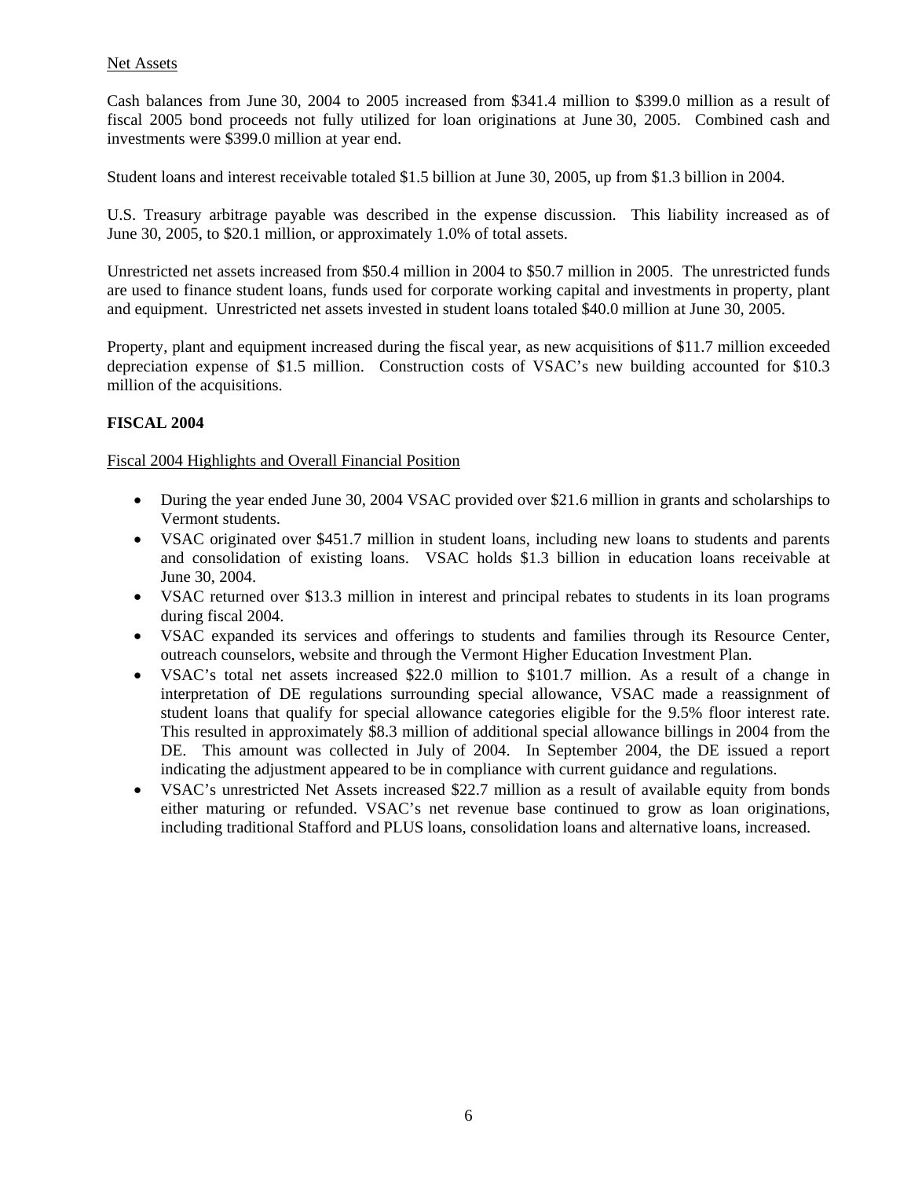Net Assets

Cash balances from June 30, 2004 to 2005 increased from $341.4 million to $399.0 million as a result of fiscal 2005 bond proceeds not fully utilized for loan originations at June 30, 2005. Combined cash and investments were $399.0 million at year end.

Student loans and interest receivable totaled $1.5 billion at June 30, 2005, up from $1.3 billion in 2004.

U.S. Treasury arbitrage payable was described in the expense discussion. This liability increased as of June 30, 2005, to $20.1 million, or approximately 1.0% of total assets.

Unrestricted net assets increased from $50.4 million in 2004 to $50.7 million in 2005. The unrestricted funds are used to finance student loans, funds used for corporate working capital and investments in property, plant and equipment. Unrestricted net assets invested in student loans totaled $40.0 million at June 30, 2005.

Property, plant and equipment increased during the fiscal year, as new acquisitions of $11.7 million exceeded depreciation expense of $1.5 million. Construction costs of VSAC's new building accounted for $10.3 million of the acquisitions.

## FISCAL 2004

Fiscal 2004 Highlights and Overall Financial Position

- During the year ended June 30, 2004 VSAC provided over $21.6 million in grants and scholarships to Vermont students.
- VSAC originated over $451.7 million in student loans, including new loans to students and parents and consolidation of existing loans. VSAC holds $1.3 billion in education loans receivable at June 30, 2004.
- VSAC returned over $13.3 million in interest and principal rebates to students in its loan programs during fiscal 2004.
- VSAC expanded its services and offerings to students and families through its Resource Center, outreach counselors, website and through the Vermont Higher Education Investment Plan.
- VSAC's total net assets increased $22.0 million to $101.7 million. As a result of a change in interpretation of DE regulations surrounding special allowance, VSAC made a reassignment of student loans that qualify for special allowance categories eligible for the 9.5% floor interest rate. This resulted in approximately $8.3 million of additional special allowance billings in 2004 from the DE. This amount was collected in July of 2004. In September 2004, the DE issued a report indicating the adjustment appeared to be in compliance with current guidance and regulations.
- VSAC's unrestricted Net Assets increased $22.7 million as a result of available equity from bonds either maturing or refunded. VSAC's net revenue base continued to grow as loan originations, including traditional Stafford and PLUS loans, consolidation loans and alternative loans, increased.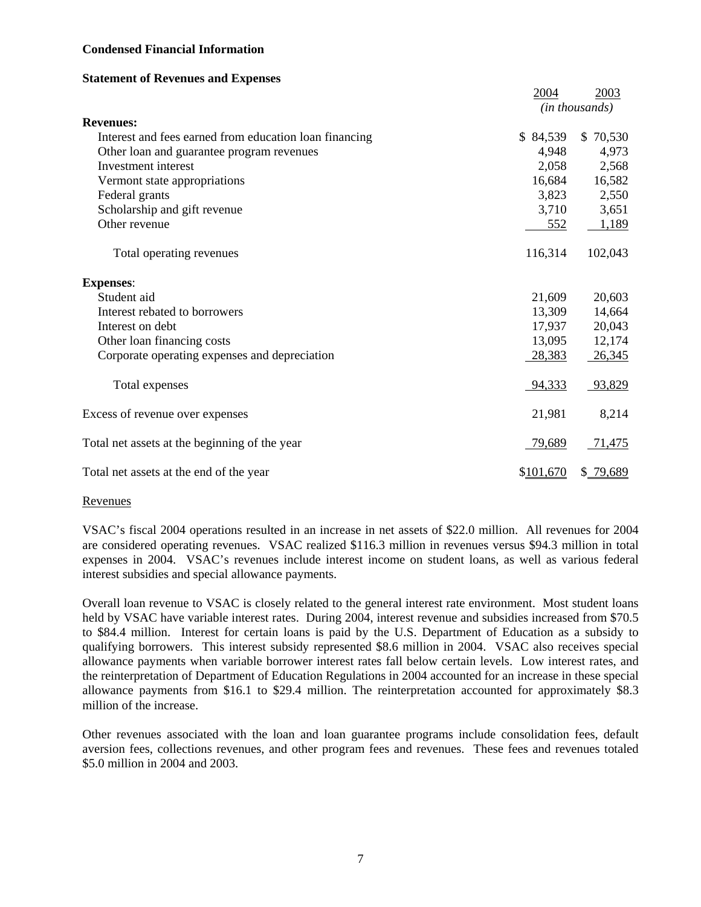**Condensed Financial Information**

**Statement of Revenues and Expenses**

| | 2004 | 2003 |
|---|---|---|
| | *(in thousands)* | |
| **Revenues:** | | |
| Interest and fees earned from education loan financing | $ 84,539 | $ 70,530 |
| Other loan and guarantee program revenues | 4,948 | 4,973 |
| Investment interest | 2,058 | 2,568 |
| Vermont state appropriations | 16,684 | 16,582 |
| Federal grants | 3,823 | 2,550 |
| Scholarship and gift revenue | 3,710 | 3,651 |
| Other revenue | 552 | 1,189 |
| Total operating revenues | 116,314 | 102,043 |
| **Expenses**: | | |
| Student aid | 21,609 | 20,603 |
| Interest rebated to borrowers | 13,309 | 14,664 |
| Interest on debt | 17,937 | 20,043 |
| Other loan financing costs | 13,095 | 12,174 |
| Corporate operating expenses and depreciation | 28,383 | 26,345 |
| Total expenses | 94,333 | 93,829 |
| Excess of revenue over expenses | 21,981 | 8,214 |
| Total net assets at the beginning of the year | 79,689 | 71,475 |
| Total net assets at the end of the year | $101,670 | $ 79,689 |

Revenues

VSAC's fiscal 2004 operations resulted in an increase in net assets of $22.0 million. All revenues for 2004 are considered operating revenues. VSAC realized $116.3 million in revenues versus $94.3 million in total expenses in 2004. VSAC's revenues include interest income on student loans, as well as various federal interest subsidies and special allowance payments.

Overall loan revenue to VSAC is closely related to the general interest rate environment. Most student loans held by VSAC have variable interest rates. During 2004, interest revenue and subsidies increased from $70.5 to $84.4 million. Interest for certain loans is paid by the U.S. Department of Education as a subsidy to qualifying borrowers. This interest subsidy represented $8.6 million in 2004. VSAC also receives special allowance payments when variable borrower interest rates fall below certain levels. Low interest rates, and the reinterpretation of Department of Education Regulations in 2004 accounted for an increase in these special allowance payments from $16.1 to $29.4 million. The reinterpretation accounted for approximately $8.3 million of the increase.

Other revenues associated with the loan and loan guarantee programs include consolidation fees, default aversion fees, collections revenues, and other program fees and revenues. These fees and revenues totaled $5.0 million in 2004 and 2003.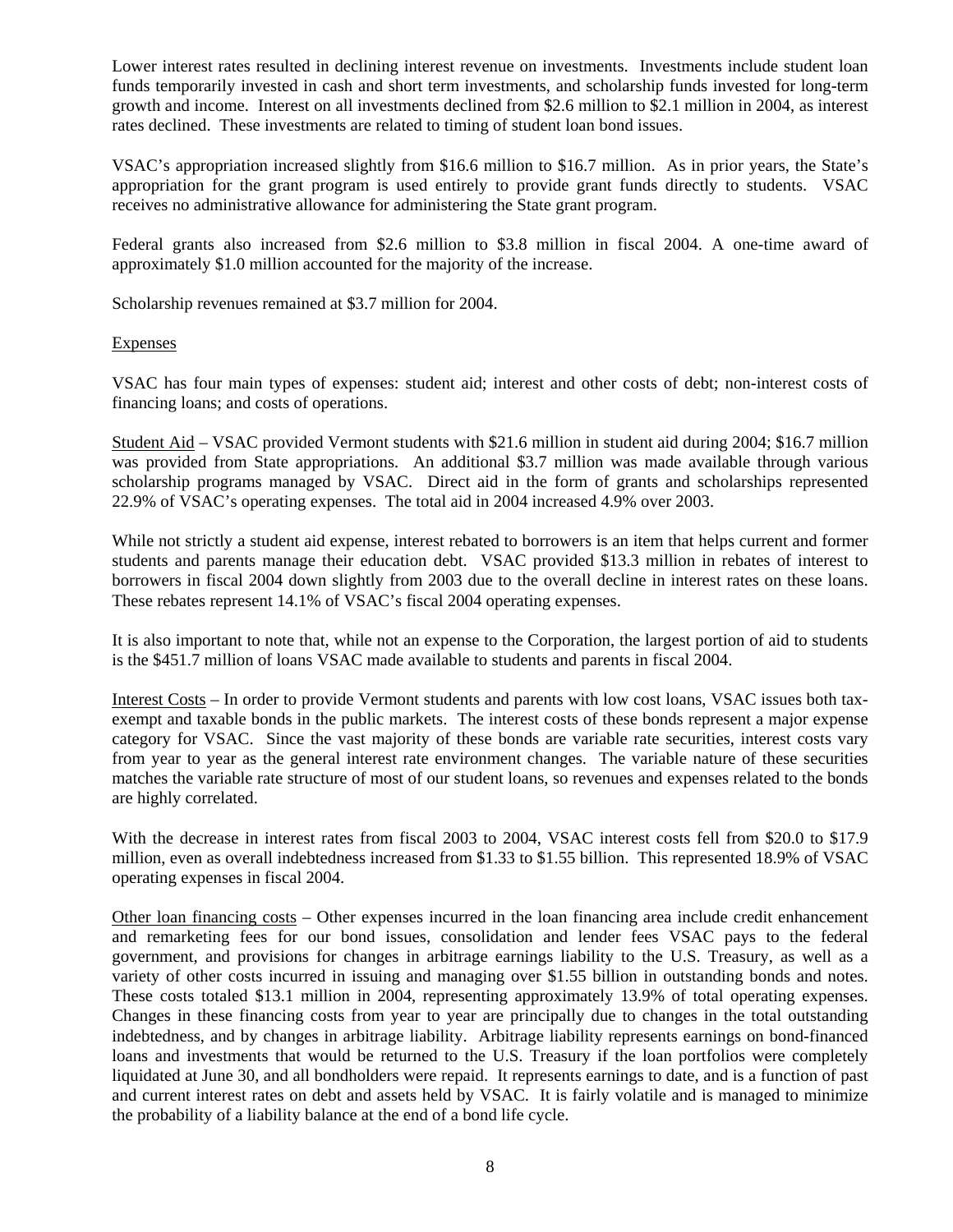Lower interest rates resulted in declining interest revenue on investments. Investments include student loan funds temporarily invested in cash and short term investments, and scholarship funds invested for long-term growth and income. Interest on all investments declined from $2.6 million to $2.1 million in 2004, as interest rates declined. These investments are related to timing of student loan bond issues.

VSAC's appropriation increased slightly from $16.6 million to $16.7 million. As in prior years, the State's appropriation for the grant program is used entirely to provide grant funds directly to students. VSAC receives no administrative allowance for administering the State grant program.

Federal grants also increased from $2.6 million to $3.8 million in fiscal 2004. A one-time award of approximately $1.0 million accounted for the majority of the increase.

Scholarship revenues remained at $3.7 million for 2004.

Expenses

VSAC has four main types of expenses: student aid; interest and other costs of debt; non-interest costs of financing loans; and costs of operations.

Student Aid – VSAC provided Vermont students with $21.6 million in student aid during 2004; $16.7 million was provided from State appropriations. An additional $3.7 million was made available through various scholarship programs managed by VSAC. Direct aid in the form of grants and scholarships represented 22.9% of VSAC's operating expenses. The total aid in 2004 increased 4.9% over 2003.

While not strictly a student aid expense, interest rebated to borrowers is an item that helps current and former students and parents manage their education debt. VSAC provided $13.3 million in rebates of interest to borrowers in fiscal 2004 down slightly from 2003 due to the overall decline in interest rates on these loans. These rebates represent 14.1% of VSAC's fiscal 2004 operating expenses.

It is also important to note that, while not an expense to the Corporation, the largest portion of aid to students is the $451.7 million of loans VSAC made available to students and parents in fiscal 2004.

Interest Costs – In order to provide Vermont students and parents with low cost loans, VSAC issues both tax-exempt and taxable bonds in the public markets. The interest costs of these bonds represent a major expense category for VSAC. Since the vast majority of these bonds are variable rate securities, interest costs vary from year to year as the general interest rate environment changes. The variable nature of these securities matches the variable rate structure of most of our student loans, so revenues and expenses related to the bonds are highly correlated.

With the decrease in interest rates from fiscal 2003 to 2004, VSAC interest costs fell from $20.0 to $17.9 million, even as overall indebtedness increased from $1.33 to $1.55 billion. This represented 18.9% of VSAC operating expenses in fiscal 2004.

Other loan financing costs – Other expenses incurred in the loan financing area include credit enhancement and remarketing fees for our bond issues, consolidation and lender fees VSAC pays to the federal government, and provisions for changes in arbitrage earnings liability to the U.S. Treasury, as well as a variety of other costs incurred in issuing and managing over $1.55 billion in outstanding bonds and notes. These costs totaled $13.1 million in 2004, representing approximately 13.9% of total operating expenses. Changes in these financing costs from year to year are principally due to changes in the total outstanding indebtedness, and by changes in arbitrage liability. Arbitrage liability represents earnings on bond-financed loans and investments that would be returned to the U.S. Treasury if the loan portfolios were completely liquidated at June 30, and all bondholders were repaid. It represents earnings to date, and is a function of past and current interest rates on debt and assets held by VSAC. It is fairly volatile and is managed to minimize the probability of a liability balance at the end of a bond life cycle.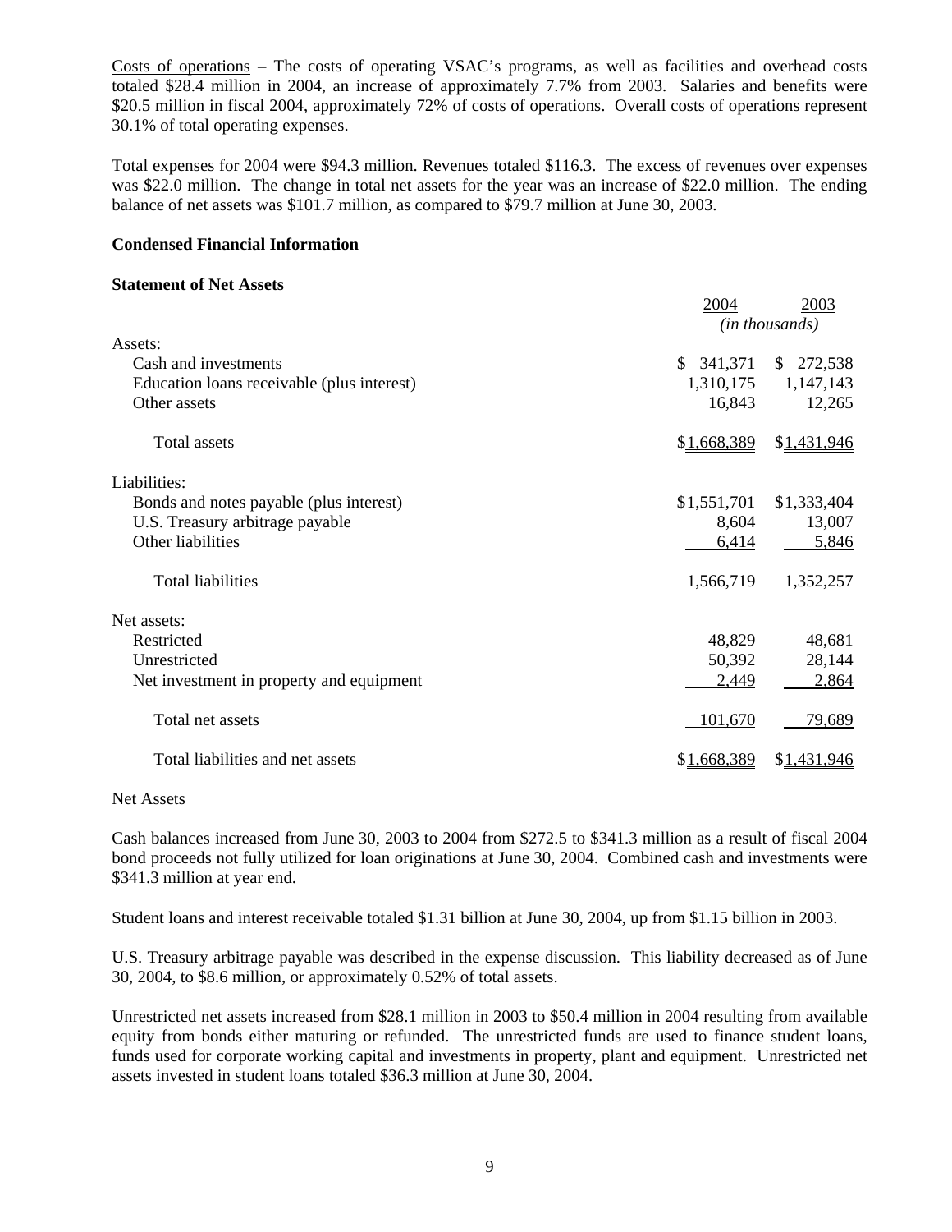Costs of operations – The costs of operating VSAC's programs, as well as facilities and overhead costs totaled $28.4 million in 2004, an increase of approximately 7.7% from 2003. Salaries and benefits were $20.5 million in fiscal 2004, approximately 72% of costs of operations. Overall costs of operations represent 30.1% of total operating expenses.

Total expenses for 2004 were $94.3 million. Revenues totaled $116.3. The excess of revenues over expenses was $22.0 million. The change in total net assets for the year was an increase of $22.0 million. The ending balance of net assets was $101.7 million, as compared to $79.7 million at June 30, 2003.

**Condensed Financial Information**

**Statement of Net Assets**

| | 2004 | 2003 |
|---|---|---|
| | *(in thousands)* | |
| Assets: | | |
| Cash and investments | $ 341,371 | $ 272,538 |
| Education loans receivable (plus interest) | 1,310,175 | 1,147,143 |
| Other assets | 16,843 | 12,265 |
| Total assets | $1,668,389 | $1,431,946 |
| Liabilities: | | |
| Bonds and notes payable (plus interest) | $1,551,701 | $1,333,404 |
| U.S. Treasury arbitrage payable | 8,604 | 13,007 |
| Other liabilities | 6,414 | 5,846 |
| Total liabilities | 1,566,719 | 1,352,257 |
| Net assets: | | |
| Restricted | 48,829 | 48,681 |
| Unrestricted | 50,392 | 28,144 |
| Net investment in property and equipment | 2,449 | 2,864 |
| Total net assets | 101,670 | 79,689 |
| Total liabilities and net assets | $1,668,389 | $1,431,946 |

Net Assets

Cash balances increased from June 30, 2003 to 2004 from $272.5 to $341.3 million as a result of fiscal 2004 bond proceeds not fully utilized for loan originations at June 30, 2004. Combined cash and investments were $341.3 million at year end.

Student loans and interest receivable totaled $1.31 billion at June 30, 2004, up from $1.15 billion in 2003.

U.S. Treasury arbitrage payable was described in the expense discussion. This liability decreased as of June 30, 2004, to $8.6 million, or approximately 0.52% of total assets.

Unrestricted net assets increased from $28.1 million in 2003 to $50.4 million in 2004 resulting from available equity from bonds either maturing or refunded. The unrestricted funds are used to finance student loans, funds used for corporate working capital and investments in property, plant and equipment. Unrestricted net assets invested in student loans totaled $36.3 million at June 30, 2004.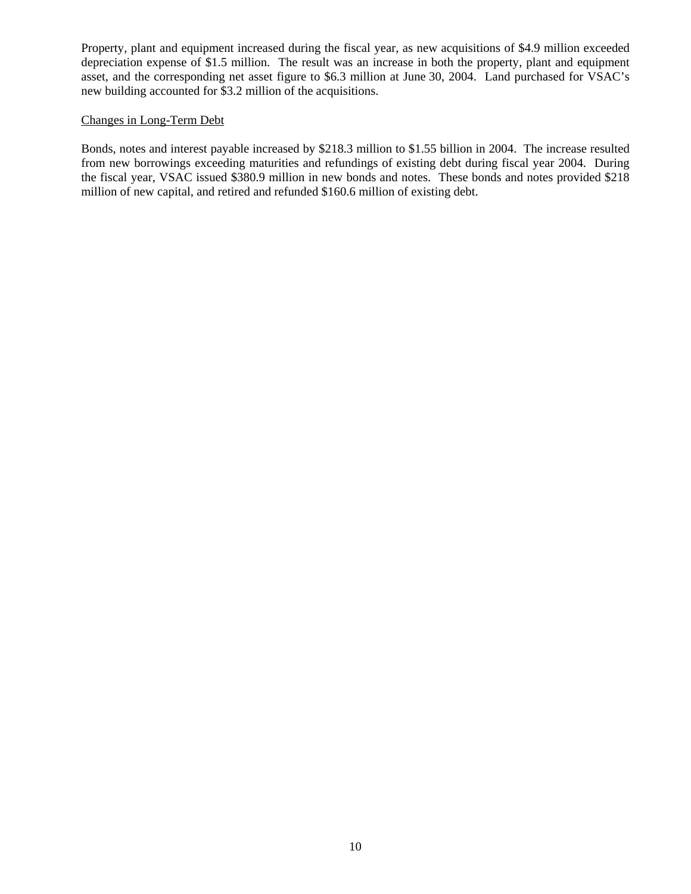Property, plant and equipment increased during the fiscal year, as new acquisitions of $4.9 million exceeded depreciation expense of $1.5 million. The result was an increase in both the property, plant and equipment asset, and the corresponding net asset figure to $6.3 million at June 30, 2004. Land purchased for VSAC's new building accounted for $3.2 million of the acquisitions.

<u>Changes in Long-Term Debt</u>

Bonds, notes and interest payable increased by $218.3 million to $1.55 billion in 2004. The increase resulted from new borrowings exceeding maturities and refundings of existing debt during fiscal year 2004. During the fiscal year, VSAC issued $380.9 million in new bonds and notes. These bonds and notes provided $218 million of new capital, and retired and refunded $160.6 million of existing debt.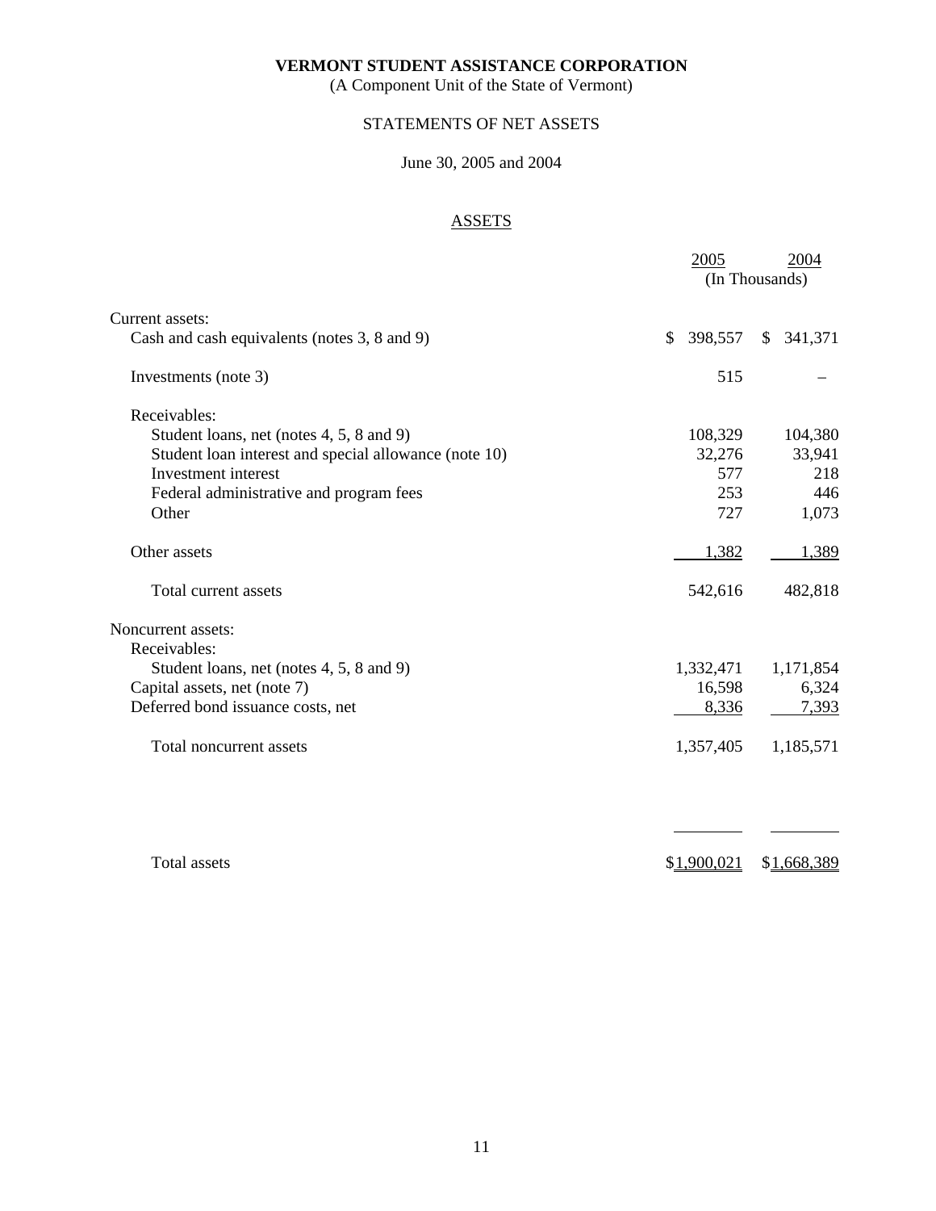**VERMONT STUDENT ASSISTANCE CORPORATION**

(A Component Unit of the State of Vermont)

STATEMENTS OF NET ASSETS

June 30, 2005 and 2004

ASSETS

| | 2005 | 2004 |
|---|---|---|
| | (In Thousands) | |
| Current assets: | | |
| Cash and cash equivalents (notes 3, 8 and 9) | $ 398,557 | $ 341,371 |
| Investments (note 3) | 515 | – |
| Receivables: | | |
| Student loans, net (notes 4, 5, 8 and 9) | 108,329 | 104,380 |
| Student loan interest and special allowance (note 10) | 32,276 | 33,941 |
| Investment interest | 577 | 218 |
| Federal administrative and program fees | 253 | 446 |
| Other | 727 | 1,073 |
| Other assets | 1,382 | 1,389 |
| Total current assets | 542,616 | 482,818 |
| Noncurrent assets: | | |
| Receivables: | | |
| Student loans, net (notes 4, 5, 8 and 9) | 1,332,471 | 1,171,854 |
| Capital assets, net (note 7) | 16,598 | 6,324 |
| Deferred bond issuance costs, net | 8,336 | 7,393 |
| Total noncurrent assets | 1,357,405 | 1,185,571 |
| Total assets | $1,900,021 | $1,668,389 |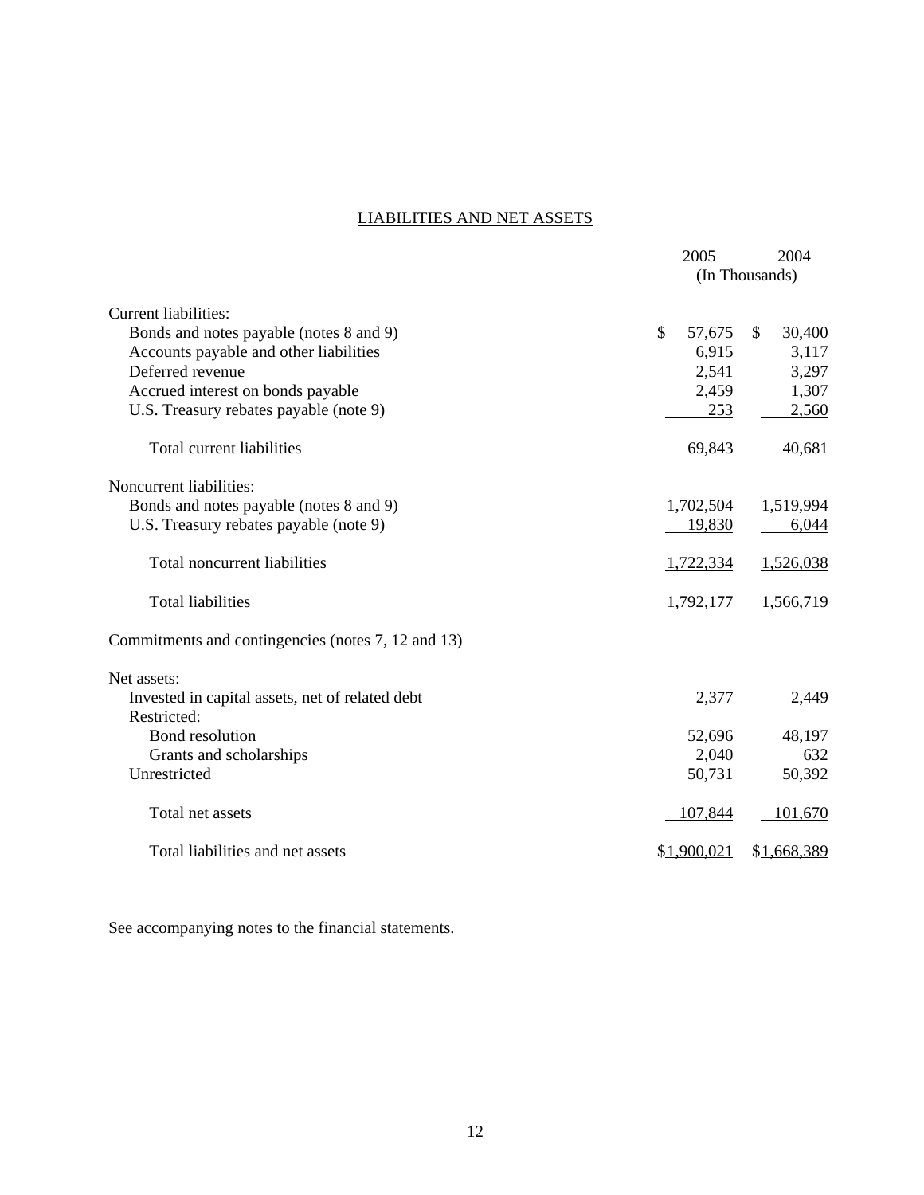## LIABILITIES AND NET ASSETS

| | 2005 | 2004 |
|---|---|---|
| | (In Thousands) | |
| Current liabilities: | | |
| Bonds and notes payable (notes 8 and 9) | $ 57,675 | $ 30,400 |
| Accounts payable and other liabilities | 6,915 | 3,117 |
| Deferred revenue | 2,541 | 3,297 |
| Accrued interest on bonds payable | 2,459 | 1,307 |
| U.S. Treasury rebates payable (note 9) | 253 | 2,560 |
| Total current liabilities | 69,843 | 40,681 |
| Noncurrent liabilities: | | |
| Bonds and notes payable (notes 8 and 9) | 1,702,504 | 1,519,994 |
| U.S. Treasury rebates payable (note 9) | 19,830 | 6,044 |
| Total noncurrent liabilities | 1,722,334 | 1,526,038 |
| Total liabilities | 1,792,177 | 1,566,719 |
| Commitments and contingencies (notes 7, 12 and 13) | | |
| Net assets: | | |
| Invested in capital assets, net of related debt | 2,377 | 2,449 |
| Restricted: | | |
| Bond resolution | 52,696 | 48,197 |
| Grants and scholarships | 2,040 | 632 |
| Unrestricted | 50,731 | 50,392 |
| Total net assets | 107,844 | 101,670 |
| Total liabilities and net assets | $1,900,021 | $1,668,389 |

See accompanying notes to the financial statements.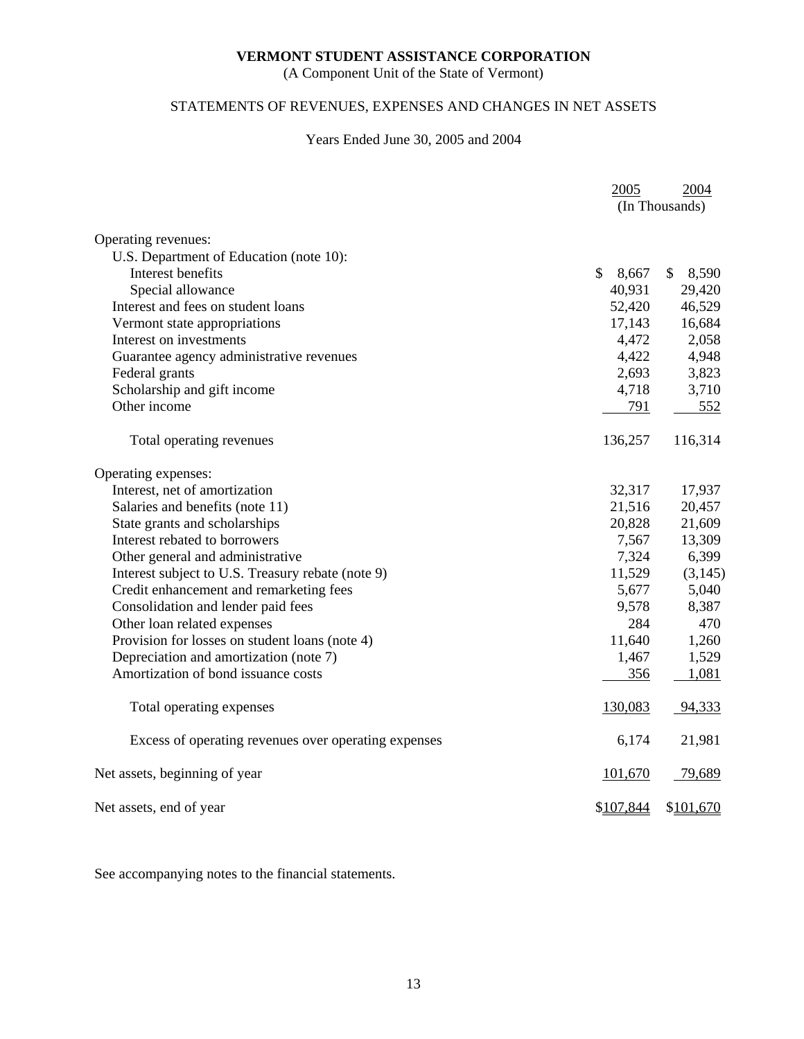**VERMONT STUDENT ASSISTANCE CORPORATION**

(A Component Unit of the State of Vermont)

STATEMENTS OF REVENUES, EXPENSES AND CHANGES IN NET ASSETS

Years Ended June 30, 2005 and 2004

| | 2005 | 2004 |
|---|---|---|
| | (In Thousands) | |
| Operating revenues: | | |
| U.S. Department of Education (note 10): | | |
| Interest benefits | $ 8,667 | $ 8,590 |
| Special allowance | 40,931 | 29,420 |
| Interest and fees on student loans | 52,420 | 46,529 |
| Vermont state appropriations | 17,143 | 16,684 |
| Interest on investments | 4,472 | 2,058 |
| Guarantee agency administrative revenues | 4,422 | 4,948 |
| Federal grants | 2,693 | 3,823 |
| Scholarship and gift income | 4,718 | 3,710 |
| Other income | 791 | 552 |
| Total operating revenues | 136,257 | 116,314 |
| Operating expenses: | | |
| Interest, net of amortization | 32,317 | 17,937 |
| Salaries and benefits (note 11) | 21,516 | 20,457 |
| State grants and scholarships | 20,828 | 21,609 |
| Interest rebated to borrowers | 7,567 | 13,309 |
| Other general and administrative | 7,324 | 6,399 |
| Interest subject to U.S. Treasury rebate (note 9) | 11,529 | (3,145) |
| Credit enhancement and remarketing fees | 5,677 | 5,040 |
| Consolidation and lender paid fees | 9,578 | 8,387 |
| Other loan related expenses | 284 | 470 |
| Provision for losses on student loans (note 4) | 11,640 | 1,260 |
| Depreciation and amortization (note 7) | 1,467 | 1,529 |
| Amortization of bond issuance costs | 356 | 1,081 |
| Total operating expenses | 130,083 | 94,333 |
| Excess of operating revenues over operating expenses | 6,174 | 21,981 |
| Net assets, beginning of year | 101,670 | 79,689 |
| Net assets, end of year | $107,844 | $101,670 |

See accompanying notes to the financial statements.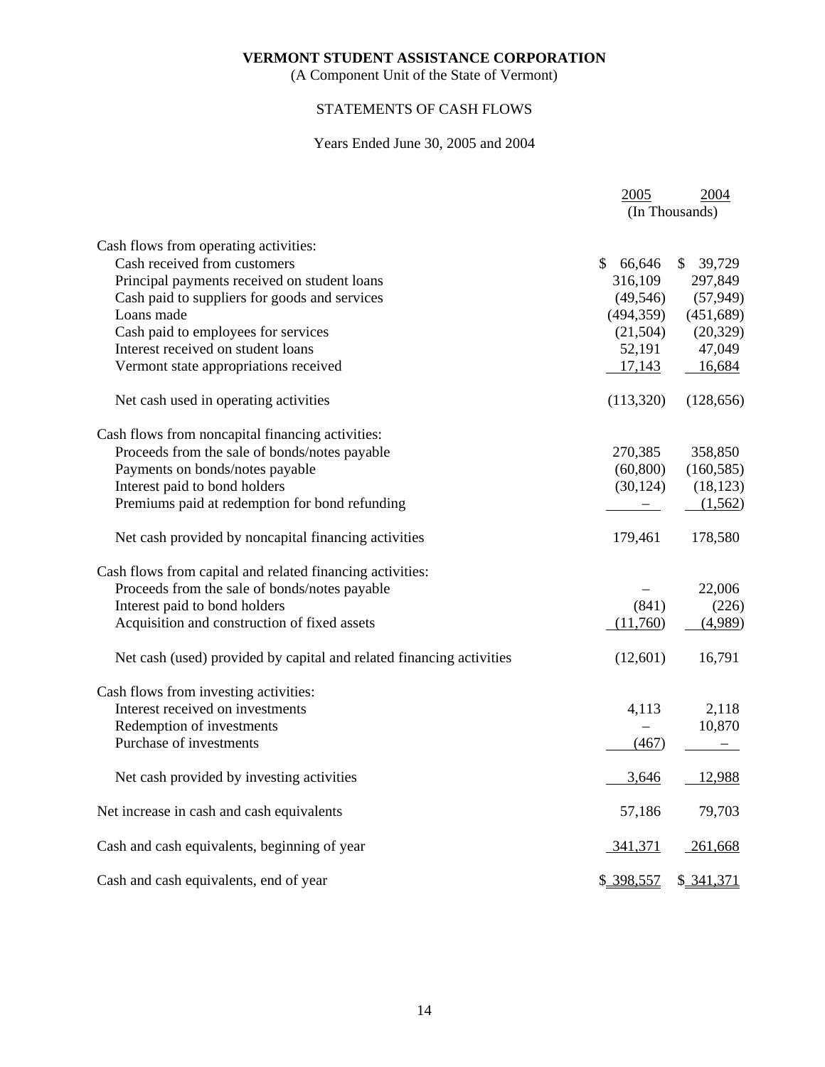**VERMONT STUDENT ASSISTANCE CORPORATION**

(A Component Unit of the State of Vermont)

STATEMENTS OF CASH FLOWS

Years Ended June 30, 2005 and 2004

| | 2005 | 2004 |
|---|---|---|
| | (In Thousands) | |
| Cash flows from operating activities: | | |
| Cash received from customers | $ 66,646 | $ 39,729 |
| Principal payments received on student loans | 316,109 | 297,849 |
| Cash paid to suppliers for goods and services | (49,546) | (57,949) |
| Loans made | (494,359) | (451,689) |
| Cash paid to employees for services | (21,504) | (20,329) |
| Interest received on student loans | 52,191 | 47,049 |
| Vermont state appropriations received | 17,143 | 16,684 |
| Net cash used in operating activities | (113,320) | (128,656) |
| Cash flows from noncapital financing activities: | | |
| Proceeds from the sale of bonds/notes payable | 270,385 | 358,850 |
| Payments on bonds/notes payable | (60,800) | (160,585) |
| Interest paid to bond holders | (30,124) | (18,123) |
| Premiums paid at redemption for bond refunding | – | (1,562) |
| Net cash provided by noncapital financing activities | 179,461 | 178,580 |
| Cash flows from capital and related financing activities: | | |
| Proceeds from the sale of bonds/notes payable | – | 22,006 |
| Interest paid to bond holders | (841) | (226) |
| Acquisition and construction of fixed assets | (11,760) | (4,989) |
| Net cash (used) provided by capital and related financing activities | (12,601) | 16,791 |
| Cash flows from investing activities: | | |
| Interest received on investments | 4,113 | 2,118 |
| Redemption of investments | – | 10,870 |
| Purchase of investments | (467) | – |
| Net cash provided by investing activities | 3,646 | 12,988 |
| Net increase in cash and cash equivalents | 57,186 | 79,703 |
| Cash and cash equivalents, beginning of year | 341,371 | 261,668 |
| Cash and cash equivalents, end of year | $ 398,557 | $ 341,371 |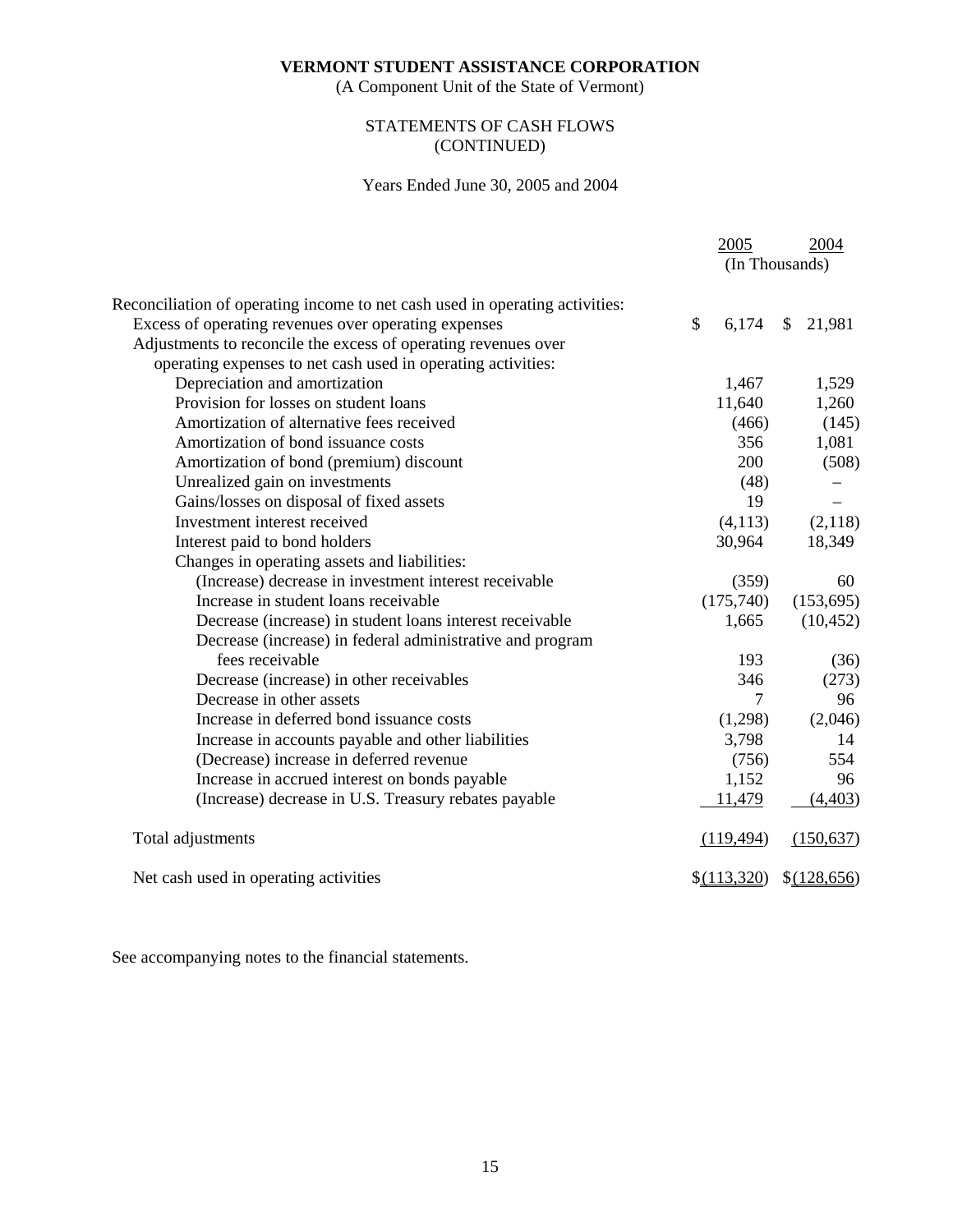**VERMONT STUDENT ASSISTANCE CORPORATION**
(A Component Unit of the State of Vermont)

STATEMENTS OF CASH FLOWS
(CONTINUED)

Years Ended June 30, 2005 and 2004

| | 2005 | 2004 |
|---|---|---|
| | (In Thousands) | |
| Reconciliation of operating income to net cash used in operating activities: | | |
| Excess of operating revenues over operating expenses | $ 6,174 | $ 21,981 |
| Adjustments to reconcile the excess of operating revenues over operating expenses to net cash used in operating activities: | | |
| Depreciation and amortization | 1,467 | 1,529 |
| Provision for losses on student loans | 11,640 | 1,260 |
| Amortization of alternative fees received | (466) | (145) |
| Amortization of bond issuance costs | 356 | 1,081 |
| Amortization of bond (premium) discount | 200 | (508) |
| Unrealized gain on investments | (48) | – |
| Gains/losses on disposal of fixed assets | 19 | – |
| Investment interest received | (4,113) | (2,118) |
| Interest paid to bond holders | 30,964 | 18,349 |
| Changes in operating assets and liabilities: | | |
| (Increase) decrease in investment interest receivable | (359) | 60 |
| Increase in student loans receivable | (175,740) | (153,695) |
| Decrease (increase) in student loans interest receivable | 1,665 | (10,452) |
| Decrease (increase) in federal administrative and program fees receivable | 193 | (36) |
| Decrease (increase) in other receivables | 346 | (273) |
| Decrease in other assets | 7 | 96 |
| Increase in deferred bond issuance costs | (1,298) | (2,046) |
| Increase in accounts payable and other liabilities | 3,798 | 14 |
| (Decrease) increase in deferred revenue | (756) | 554 |
| Increase in accrued interest on bonds payable | 1,152 | 96 |
| (Increase) decrease in U.S. Treasury rebates payable | 11,479 | (4,403) |
| Total adjustments | (119,494) | (150,637) |
| Net cash used in operating activities | $(113,320) | $(128,656) |

See accompanying notes to the financial statements.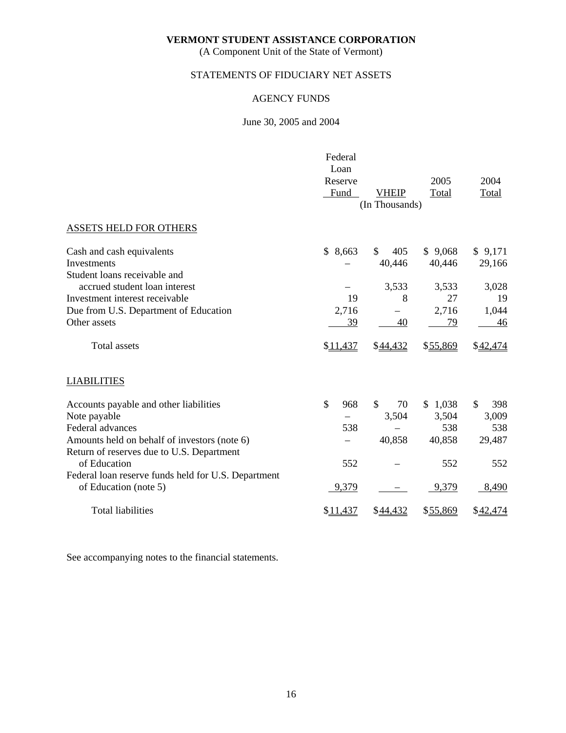**VERMONT STUDENT ASSISTANCE CORPORATION**

(A Component Unit of the State of Vermont)

STATEMENTS OF FIDUCIARY NET ASSETS

AGENCY FUNDS

June 30, 2005 and 2004

| | Federal Loan Reserve Fund | VHEIP | 2005 Total | 2004 Total |
|---|---|---|---|---|
| | | (In Thousands) | | |
| ASSETS HELD FOR OTHERS | | | | |
| Cash and cash equivalents | $ 8,663 | $ 405 | $ 9,068 | $ 9,171 |
| Investments | – | 40,446 | 40,446 | 29,166 |
| Student loans receivable and accrued student loan interest | – | 3,533 | 3,533 | 3,028 |
| Investment interest receivable | 19 | 8 | 27 | 19 |
| Due from U.S. Department of Education | 2,716 | – | 2,716 | 1,044 |
| Other assets | 39 | 40 | 79 | 46 |
| Total assets | $11,437 | $44,432 | $55,869 | $42,474 |
| LIABILITIES | | | | |
| Accounts payable and other liabilities | $ 968 | $ 70 | $ 1,038 | $ 398 |
| Note payable | – | 3,504 | 3,504 | 3,009 |
| Federal advances | 538 | – | 538 | 538 |
| Amounts held on behalf of investors (note 6) | – | 40,858 | 40,858 | 29,487 |
| Return of reserves due to U.S. Department of Education | 552 | – | 552 | 552 |
| Federal loan reserve funds held for U.S. Department of Education (note 5) | 9,379 | – | 9,379 | 8,490 |
| Total liabilities | $11,437 | $44,432 | $55,869 | $42,474 |

See accompanying notes to the financial statements.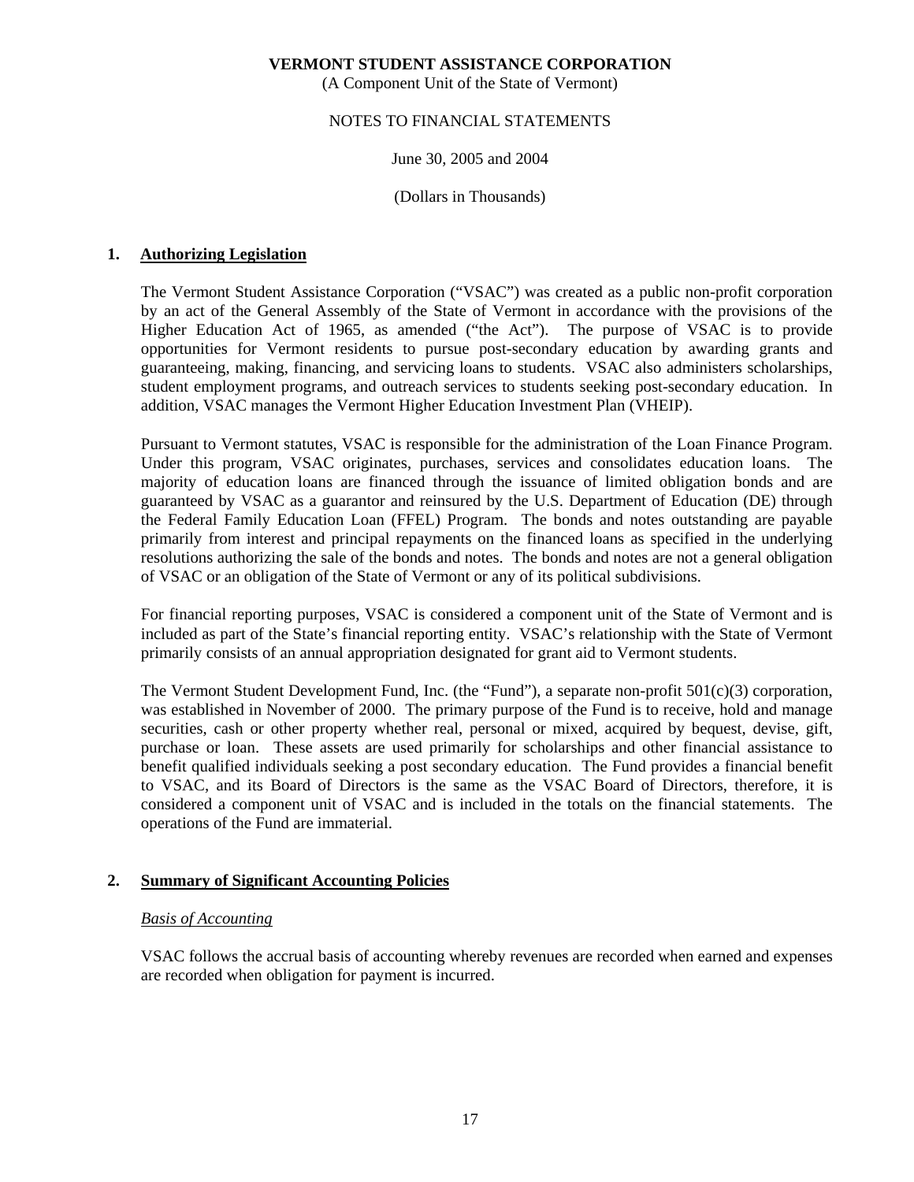**VERMONT STUDENT ASSISTANCE CORPORATION**
(A Component Unit of the State of Vermont)

NOTES TO FINANCIAL STATEMENTS

June 30, 2005 and 2004

(Dollars in Thousands)

## 1. Authorizing Legislation

The Vermont Student Assistance Corporation ("VSAC") was created as a public non-profit corporation by an act of the General Assembly of the State of Vermont in accordance with the provisions of the Higher Education Act of 1965, as amended ("the Act"). The purpose of VSAC is to provide opportunities for Vermont residents to pursue post-secondary education by awarding grants and guaranteeing, making, financing, and servicing loans to students. VSAC also administers scholarships, student employment programs, and outreach services to students seeking post-secondary education. In addition, VSAC manages the Vermont Higher Education Investment Plan (VHEIP).

Pursuant to Vermont statutes, VSAC is responsible for the administration of the Loan Finance Program. Under this program, VSAC originates, purchases, services and consolidates education loans. The majority of education loans are financed through the issuance of limited obligation bonds and are guaranteed by VSAC as a guarantor and reinsured by the U.S. Department of Education (DE) through the Federal Family Education Loan (FFEL) Program. The bonds and notes outstanding are payable primarily from interest and principal repayments on the financed loans as specified in the underlying resolutions authorizing the sale of the bonds and notes. The bonds and notes are not a general obligation of VSAC or an obligation of the State of Vermont or any of its political subdivisions.

For financial reporting purposes, VSAC is considered a component unit of the State of Vermont and is included as part of the State's financial reporting entity. VSAC's relationship with the State of Vermont primarily consists of an annual appropriation designated for grant aid to Vermont students.

The Vermont Student Development Fund, Inc. (the "Fund"), a separate non-profit 501(c)(3) corporation, was established in November of 2000. The primary purpose of the Fund is to receive, hold and manage securities, cash or other property whether real, personal or mixed, acquired by bequest, devise, gift, purchase or loan. These assets are used primarily for scholarships and other financial assistance to benefit qualified individuals seeking a post secondary education. The Fund provides a financial benefit to VSAC, and its Board of Directors is the same as the VSAC Board of Directors, therefore, it is considered a component unit of VSAC and is included in the totals on the financial statements. The operations of the Fund are immaterial.

## 2. Summary of Significant Accounting Policies

### *Basis of Accounting*

VSAC follows the accrual basis of accounting whereby revenues are recorded when earned and expenses are recorded when obligation for payment is incurred.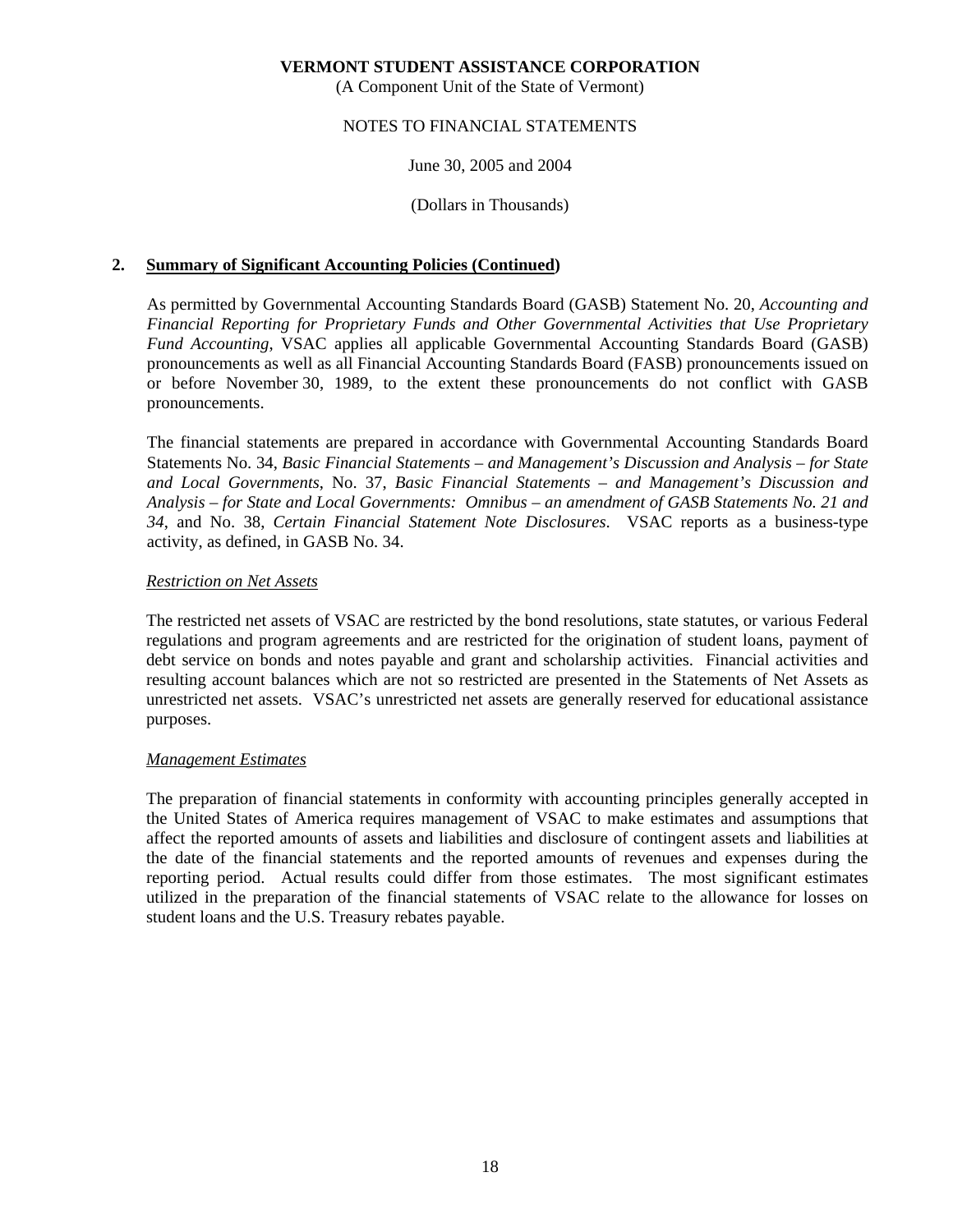## 2. Summary of Significant Accounting Policies (Continued)

As permitted by Governmental Accounting Standards Board (GASB) Statement No. 20, *Accounting and Financial Reporting for Proprietary Funds and Other Governmental Activities that Use Proprietary Fund Accounting*, VSAC applies all applicable Governmental Accounting Standards Board (GASB) pronouncements as well as all Financial Accounting Standards Board (FASB) pronouncements issued on or before November 30, 1989, to the extent these pronouncements do not conflict with GASB pronouncements.

The financial statements are prepared in accordance with Governmental Accounting Standards Board Statements No. 34, *Basic Financial Statements – and Management's Discussion and Analysis – for State and Local Governments*, No. 37, *Basic Financial Statements – and Management's Discussion and Analysis – for State and Local Governments: Omnibus – an amendment of GASB Statements No. 21 and 34*, and No. 38, *Certain Financial Statement Note Disclosures*. VSAC reports as a business-type activity, as defined, in GASB No. 34.

### *Restriction on Net Assets*

The restricted net assets of VSAC are restricted by the bond resolutions, state statutes, or various Federal regulations and program agreements and are restricted for the origination of student loans, payment of debt service on bonds and notes payable and grant and scholarship activities. Financial activities and resulting account balances which are not so restricted are presented in the Statements of Net Assets as unrestricted net assets. VSAC's unrestricted net assets are generally reserved for educational assistance purposes.

### *Management Estimates*

The preparation of financial statements in conformity with accounting principles generally accepted in the United States of America requires management of VSAC to make estimates and assumptions that affect the reported amounts of assets and liabilities and disclosure of contingent assets and liabilities at the date of the financial statements and the reported amounts of revenues and expenses during the reporting period. Actual results could differ from those estimates. The most significant estimates utilized in the preparation of the financial statements of VSAC relate to the allowance for losses on student loans and the U.S. Treasury rebates payable.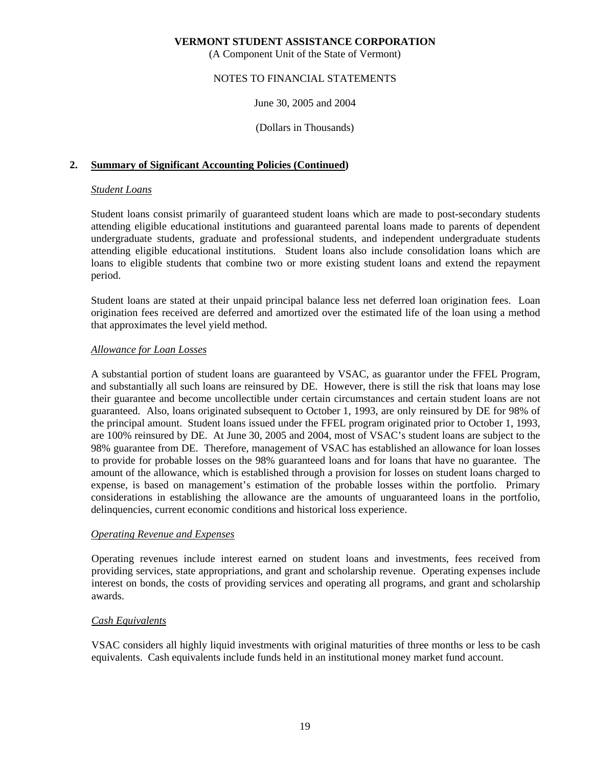## 2. Summary of Significant Accounting Policies (Continued)

### *Student Loans*

Student loans consist primarily of guaranteed student loans which are made to post-secondary students attending eligible educational institutions and guaranteed parental loans made to parents of dependent undergraduate students, graduate and professional students, and independent undergraduate students attending eligible educational institutions. Student loans also include consolidation loans which are loans to eligible students that combine two or more existing student loans and extend the repayment period.

Student loans are stated at their unpaid principal balance less net deferred loan origination fees. Loan origination fees received are deferred and amortized over the estimated life of the loan using a method that approximates the level yield method.

### *Allowance for Loan Losses*

A substantial portion of student loans are guaranteed by VSAC, as guarantor under the FFEL Program, and substantially all such loans are reinsured by DE. However, there is still the risk that loans may lose their guarantee and become uncollectible under certain circumstances and certain student loans are not guaranteed. Also, loans originated subsequent to October 1, 1993, are only reinsured by DE for 98% of the principal amount. Student loans issued under the FFEL program originated prior to October 1, 1993, are 100% reinsured by DE. At June 30, 2005 and 2004, most of VSAC's student loans are subject to the 98% guarantee from DE. Therefore, management of VSAC has established an allowance for loan losses to provide for probable losses on the 98% guaranteed loans and for loans that have no guarantee. The amount of the allowance, which is established through a provision for losses on student loans charged to expense, is based on management's estimation of the probable losses within the portfolio. Primary considerations in establishing the allowance are the amounts of unguaranteed loans in the portfolio, delinquencies, current economic conditions and historical loss experience.

### *Operating Revenue and Expenses*

Operating revenues include interest earned on student loans and investments, fees received from providing services, state appropriations, and grant and scholarship revenue. Operating expenses include interest on bonds, the costs of providing services and operating all programs, and grant and scholarship awards.

### *Cash Equivalents*

VSAC considers all highly liquid investments with original maturities of three months or less to be cash equivalents. Cash equivalents include funds held in an institutional money market fund account.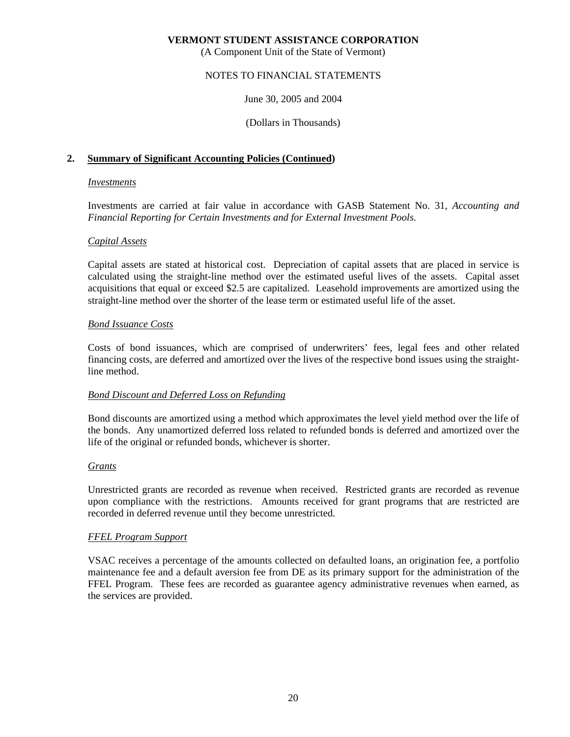**VERMONT STUDENT ASSISTANCE CORPORATION**
(A Component Unit of the State of Vermont)

NOTES TO FINANCIAL STATEMENTS

June 30, 2005 and 2004

(Dollars in Thousands)

## 2. Summary of Significant Accounting Policies (Continued)

*Investments*

Investments are carried at fair value in accordance with GASB Statement No. 31, *Accounting and Financial Reporting for Certain Investments and for External Investment Pools.*

*Capital Assets*

Capital assets are stated at historical cost. Depreciation of capital assets that are placed in service is calculated using the straight-line method over the estimated useful lives of the assets. Capital asset acquisitions that equal or exceed $2.5 are capitalized. Leasehold improvements are amortized using the straight-line method over the shorter of the lease term or estimated useful life of the asset.

*Bond Issuance Costs*

Costs of bond issuances, which are comprised of underwriters' fees, legal fees and other related financing costs, are deferred and amortized over the lives of the respective bond issues using the straight-line method.

*Bond Discount and Deferred Loss on Refunding*

Bond discounts are amortized using a method which approximates the level yield method over the life of the bonds. Any unamortized deferred loss related to refunded bonds is deferred and amortized over the life of the original or refunded bonds, whichever is shorter.

*Grants*

Unrestricted grants are recorded as revenue when received. Restricted grants are recorded as revenue upon compliance with the restrictions. Amounts received for grant programs that are restricted are recorded in deferred revenue until they become unrestricted.

*FFEL Program Support*

VSAC receives a percentage of the amounts collected on defaulted loans, an origination fee, a portfolio maintenance fee and a default aversion fee from DE as its primary support for the administration of the FFEL Program. These fees are recorded as guarantee agency administrative revenues when earned, as the services are provided.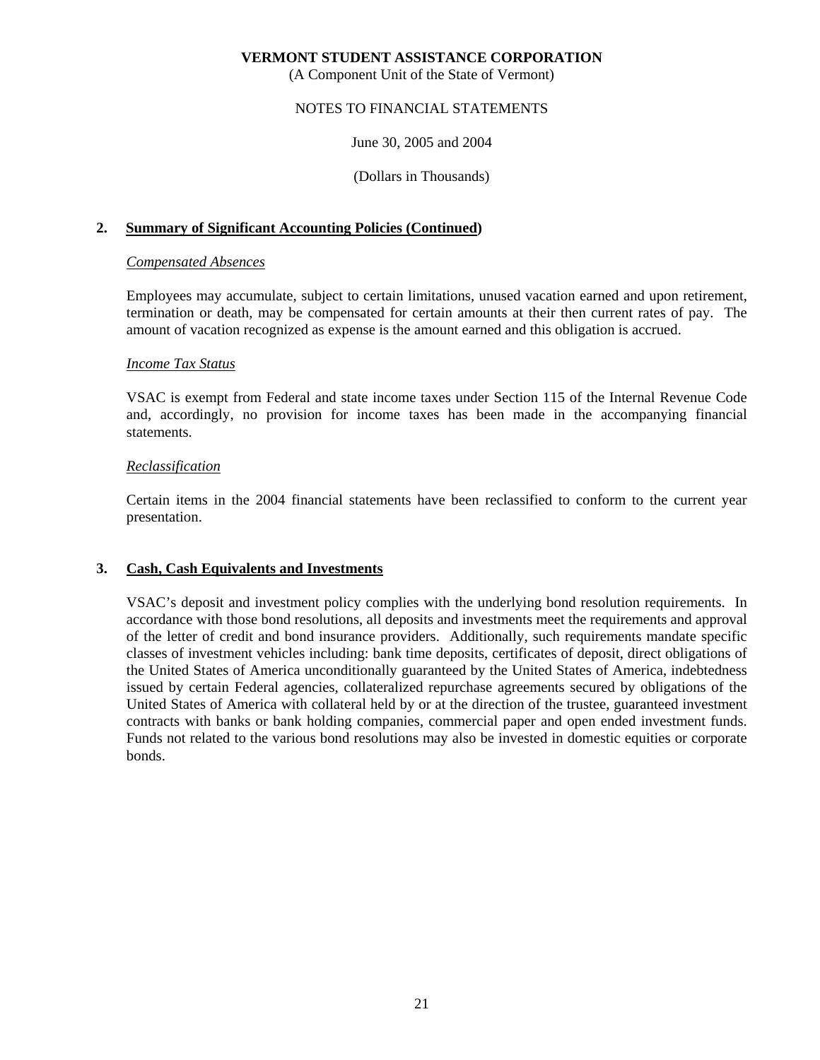**VERMONT STUDENT ASSISTANCE CORPORATION**
(A Component Unit of the State of Vermont)

NOTES TO FINANCIAL STATEMENTS

June 30, 2005 and 2004

(Dollars in Thousands)

## 2. Summary of Significant Accounting Policies (Continued)

*Compensated Absences*

Employees may accumulate, subject to certain limitations, unused vacation earned and upon retirement, termination or death, may be compensated for certain amounts at their then current rates of pay. The amount of vacation recognized as expense is the amount earned and this obligation is accrued.

*Income Tax Status*

VSAC is exempt from Federal and state income taxes under Section 115 of the Internal Revenue Code and, accordingly, no provision for income taxes has been made in the accompanying financial statements.

*Reclassification*

Certain items in the 2004 financial statements have been reclassified to conform to the current year presentation.

## 3. Cash, Cash Equivalents and Investments

VSAC's deposit and investment policy complies with the underlying bond resolution requirements. In accordance with those bond resolutions, all deposits and investments meet the requirements and approval of the letter of credit and bond insurance providers. Additionally, such requirements mandate specific classes of investment vehicles including: bank time deposits, certificates of deposit, direct obligations of the United States of America unconditionally guaranteed by the United States of America, indebtedness issued by certain Federal agencies, collateralized repurchase agreements secured by obligations of the United States of America with collateral held by or at the direction of the trustee, guaranteed investment contracts with banks or bank holding companies, commercial paper and open ended investment funds. Funds not related to the various bond resolutions may also be invested in domestic equities or corporate bonds.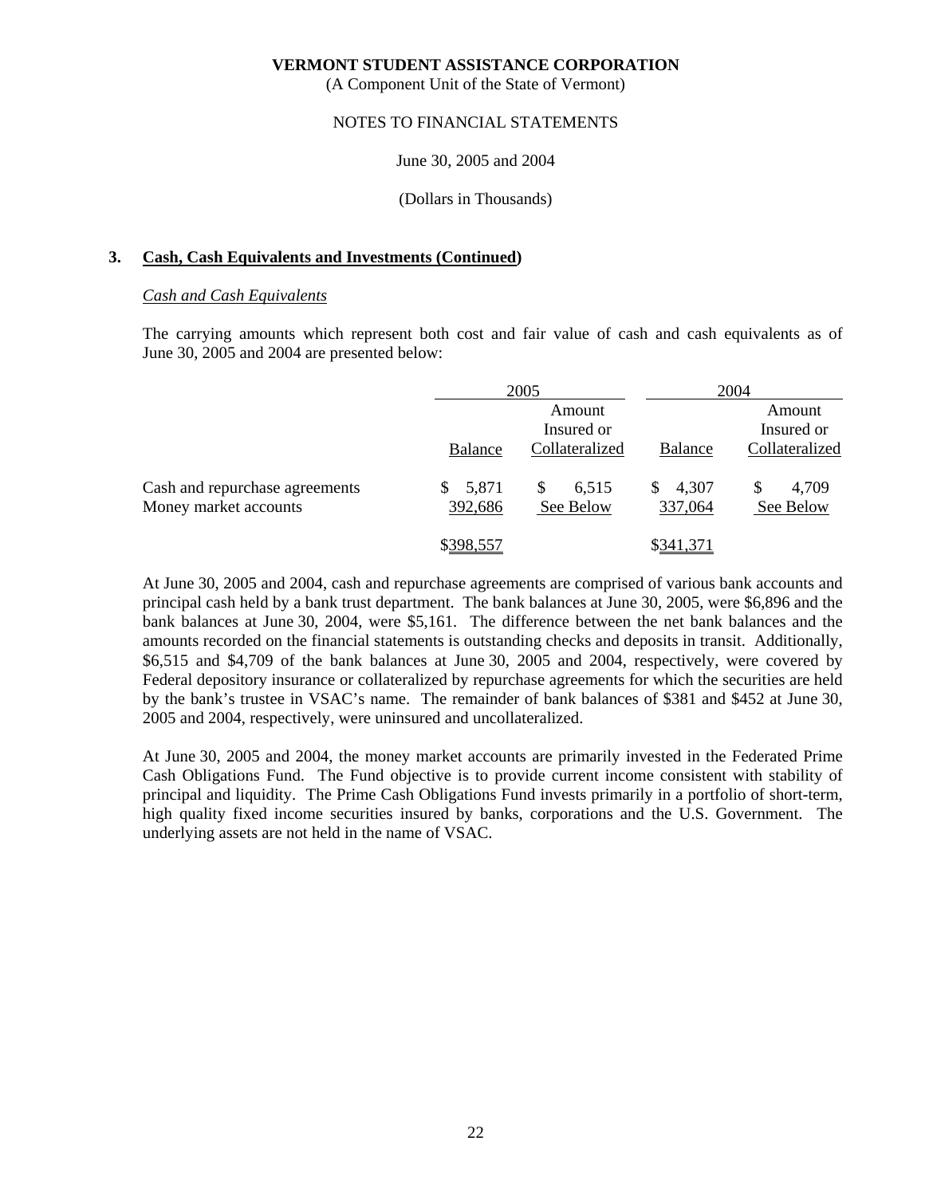**VERMONT STUDENT ASSISTANCE CORPORATION**
(A Component Unit of the State of Vermont)

NOTES TO FINANCIAL STATEMENTS

June 30, 2005 and 2004

(Dollars in Thousands)

## 3. Cash, Cash Equivalents and Investments (Continued)

*Cash and Cash Equivalents*

The carrying amounts which represent both cost and fair value of cash and cash equivalents as of June 30, 2005 and 2004 are presented below:

| | 2005 | | 2004 | |
|---|---|---|---|---|
| | Balance | Amount Insured or Collateralized | Balance | Amount Insured or Collateralized |
| Cash and repurchase agreements | $ 5,871 | $ 6,515 | $ 4,307 | $ 4,709 |
| Money market accounts | 392,686 | See Below | 337,064 | See Below |
| | $398,557 | | $341,371 | |

At June 30, 2005 and 2004, cash and repurchase agreements are comprised of various bank accounts and principal cash held by a bank trust department. The bank balances at June 30, 2005, were $6,896 and the bank balances at June 30, 2004, were $5,161. The difference between the net bank balances and the amounts recorded on the financial statements is outstanding checks and deposits in transit. Additionally, $6,515 and $4,709 of the bank balances at June 30, 2005 and 2004, respectively, were covered by Federal depository insurance or collateralized by repurchase agreements for which the securities are held by the bank's trustee in VSAC's name. The remainder of bank balances of $381 and $452 at June 30, 2005 and 2004, respectively, were uninsured and uncollateralized.

At June 30, 2005 and 2004, the money market accounts are primarily invested in the Federated Prime Cash Obligations Fund. The Fund objective is to provide current income consistent with stability of principal and liquidity. The Prime Cash Obligations Fund invests primarily in a portfolio of short-term, high quality fixed income securities insured by banks, corporations and the U.S. Government. The underlying assets are not held in the name of VSAC.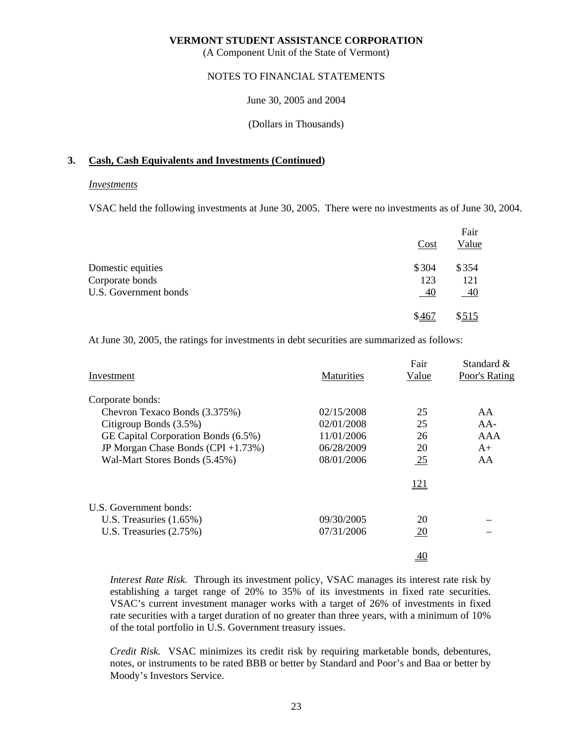**VERMONT STUDENT ASSISTANCE CORPORATION**
(A Component Unit of the State of Vermont)

NOTES TO FINANCIAL STATEMENTS

June 30, 2005 and 2004

(Dollars in Thousands)

## 3. Cash, Cash Equivalents and Investments (Continued)

*Investments*

VSAC held the following investments at June 30, 2005. There were no investments as of June 30, 2004.

| | Cost | Fair Value |
|---|---|---|
| Domestic equities | $304 | $354 |
| Corporate bonds | 123 | 121 |
| U.S. Government bonds | 40 | 40 |
| | $467 | $515 |

At June 30, 2005, the ratings for investments in debt securities are summarized as follows:

| Investment | Maturities | Fair Value | Standard & Poor's Rating |
|---|---|---|---|
| Corporate bonds: | | | |
| Chevron Texaco Bonds (3.375%) | 02/15/2008 | 25 | AA |
| Citigroup Bonds (3.5%) | 02/01/2008 | 25 | AA- |
| GE Capital Corporation Bonds (6.5%) | 11/01/2006 | 26 | AAA |
| JP Morgan Chase Bonds (CPI +1.73%) | 06/28/2009 | 20 | A+ |
| Wal-Mart Stores Bonds (5.45%) | 08/01/2006 | 25 | AA |
| | | 121 | |
| U.S. Government bonds: | | | |
| U.S. Treasuries (1.65%) | 09/30/2005 | 20 | – |
| U.S. Treasuries (2.75%) | 07/31/2006 | 20 | – |
| | | 40 | |

*Interest Rate Risk.* Through its investment policy, VSAC manages its interest rate risk by establishing a target range of 20% to 35% of its investments in fixed rate securities. VSAC's current investment manager works with a target of 26% of investments in fixed rate securities with a target duration of no greater than three years, with a minimum of 10% of the total portfolio in U.S. Government treasury issues.

*Credit Risk.* VSAC minimizes its credit risk by requiring marketable bonds, debentures, notes, or instruments to be rated BBB or better by Standard and Poor's and Baa or better by Moody's Investors Service.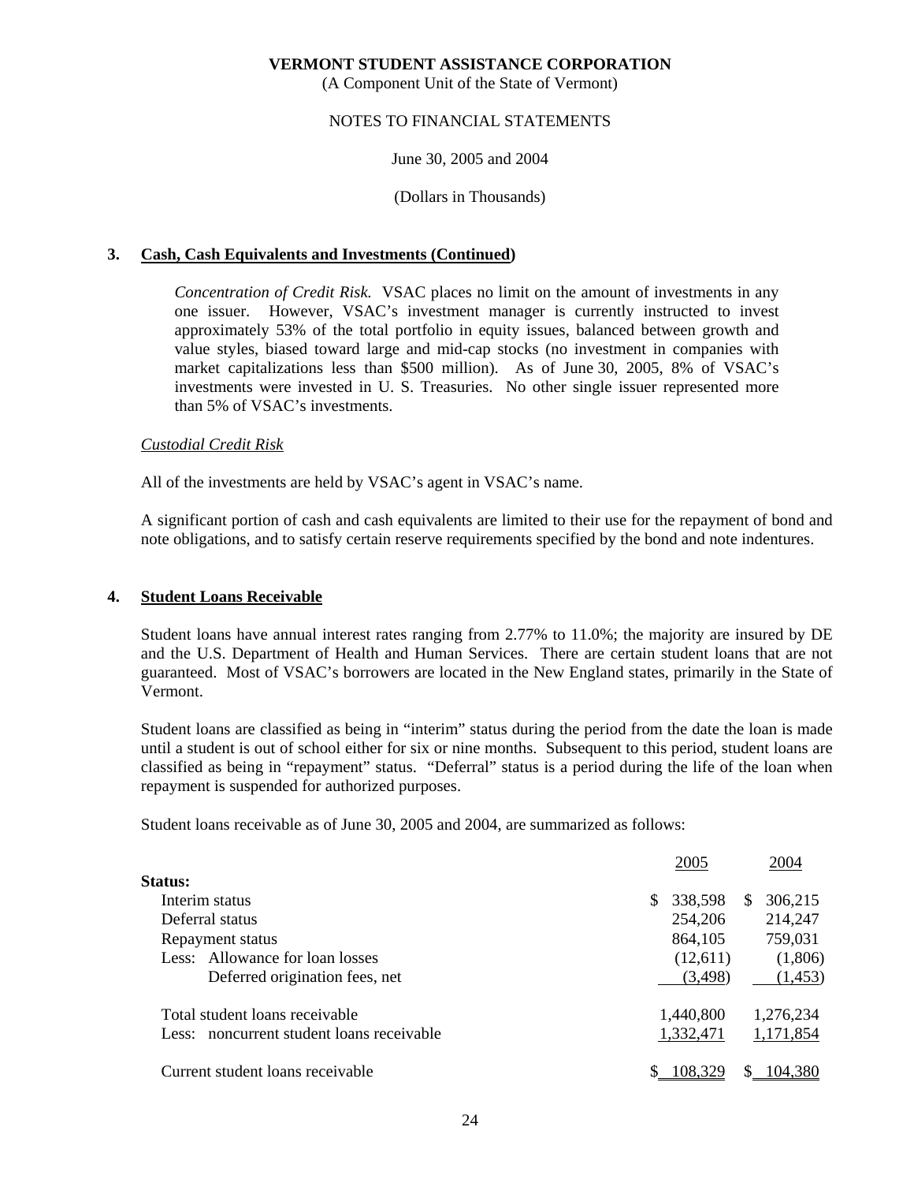**VERMONT STUDENT ASSISTANCE CORPORATION**
(A Component Unit of the State of Vermont)

NOTES TO FINANCIAL STATEMENTS

June 30, 2005 and 2004

(Dollars in Thousands)

## 3. Cash, Cash Equivalents and Investments (Continued)

*Concentration of Credit Risk.* VSAC places no limit on the amount of investments in any one issuer. However, VSAC's investment manager is currently instructed to invest approximately 53% of the total portfolio in equity issues, balanced between growth and value styles, biased toward large and mid-cap stocks (no investment in companies with market capitalizations less than $500 million). As of June 30, 2005, 8% of VSAC's investments were invested in U. S. Treasuries. No other single issuer represented more than 5% of VSAC's investments.

*Custodial Credit Risk*

All of the investments are held by VSAC's agent in VSAC's name.

A significant portion of cash and cash equivalents are limited to their use for the repayment of bond and note obligations, and to satisfy certain reserve requirements specified by the bond and note indentures.

## 4. Student Loans Receivable

Student loans have annual interest rates ranging from 2.77% to 11.0%; the majority are insured by DE and the U.S. Department of Health and Human Services. There are certain student loans that are not guaranteed. Most of VSAC's borrowers are located in the New England states, primarily in the State of Vermont.

Student loans are classified as being in "interim" status during the period from the date the loan is made until a student is out of school either for six or nine months. Subsequent to this period, student loans are classified as being in "repayment" status. "Deferral" status is a period during the life of the loan when repayment is suspended for authorized purposes.

Student loans receivable as of June 30, 2005 and 2004, are summarized as follows:

| | 2005 | 2004 |
|---|---|---|
| **Status:** | | |
| Interim status | $ 338,598 | $ 306,215 |
| Deferral status | 254,206 | 214,247 |
| Repayment status | 864,105 | 759,031 |
| Less: Allowance for loan losses | (12,611) | (1,806) |
| Deferred origination fees, net | (3,498) | (1,453) |
| Total student loans receivable | 1,440,800 | 1,276,234 |
| Less: noncurrent student loans receivable | 1,332,471 | 1,171,854 |
| Current student loans receivable | $ 108,329 | $ 104,380 |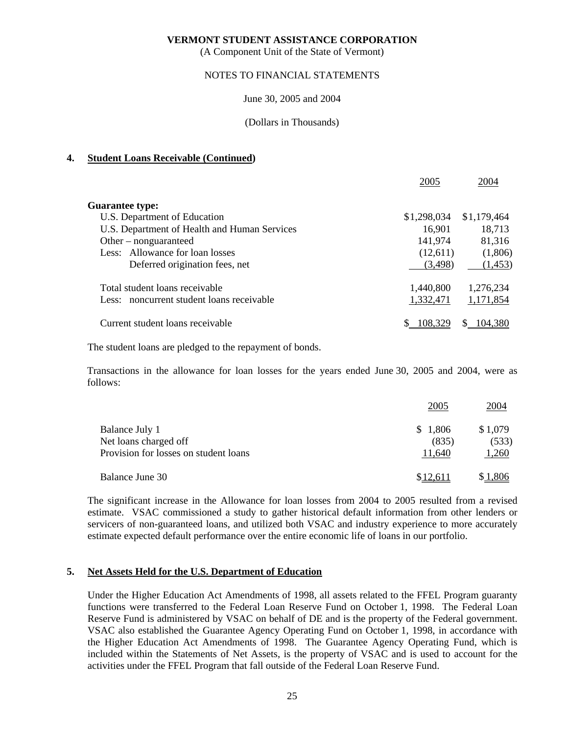**VERMONT STUDENT ASSISTANCE CORPORATION**
(A Component Unit of the State of Vermont)

NOTES TO FINANCIAL STATEMENTS

June 30, 2005 and 2004

(Dollars in Thousands)

## 4. Student Loans Receivable (Continued)

| | 2005 | 2004 |
|---|---|---|
| **Guarantee type:** | | |
| U.S. Department of Education | $1,298,034 | $1,179,464 |
| U.S. Department of Health and Human Services | 16,901 | 18,713 |
| Other – nonguaranteed | 141,974 | 81,316 |
| Less: Allowance for loan losses | (12,611) | (1,806) |
| Deferred origination fees, net | (3,498) | (1,453) |
| Total student loans receivable | 1,440,800 | 1,276,234 |
| Less: noncurrent student loans receivable | 1,332,471 | 1,171,854 |
| Current student loans receivable | $ 108,329 | $ 104,380 |

The student loans are pledged to the repayment of bonds.

Transactions in the allowance for loan losses for the years ended June 30, 2005 and 2004, were as follows:

| | 2005 | 2004 |
|---|---|---|
| Balance July 1 | $ 1,806 | $ 1,079 |
| Net loans charged off | (835) | (533) |
| Provision for losses on student loans | 11,640 | 1,260 |
| Balance June 30 | $ 12,611 | $ 1,806 |

The significant increase in the Allowance for loan losses from 2004 to 2005 resulted from a revised estimate. VSAC commissioned a study to gather historical default information from other lenders or servicers of non-guaranteed loans, and utilized both VSAC and industry experience to more accurately estimate expected default performance over the entire economic life of loans in our portfolio.

## 5. Net Assets Held for the U.S. Department of Education

Under the Higher Education Act Amendments of 1998, all assets related to the FFEL Program guaranty functions were transferred to the Federal Loan Reserve Fund on October 1, 1998. The Federal Loan Reserve Fund is administered by VSAC on behalf of DE and is the property of the Federal government. VSAC also established the Guarantee Agency Operating Fund on October 1, 1998, in accordance with the Higher Education Act Amendments of 1998. The Guarantee Agency Operating Fund, which is included within the Statements of Net Assets, is the property of VSAC and is used to account for the activities under the FFEL Program that fall outside of the Federal Loan Reserve Fund.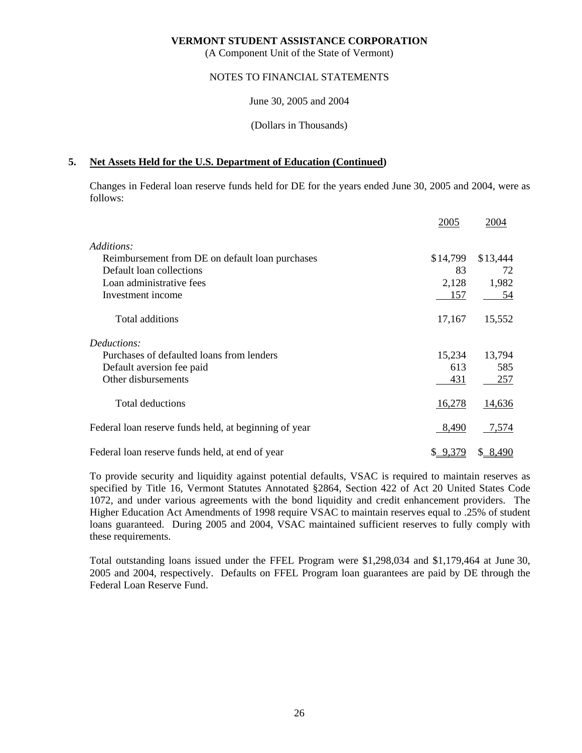**VERMONT STUDENT ASSISTANCE CORPORATION**
(A Component Unit of the State of Vermont)

NOTES TO FINANCIAL STATEMENTS

June 30, 2005 and 2004

(Dollars in Thousands)

## 5. Net Assets Held for the U.S. Department of Education (Continued)

Changes in Federal loan reserve funds held for DE for the years ended June 30, 2005 and 2004, were as follows:

| | 2005 | 2004 |
|---|---|---|
| *Additions:* | | |
| Reimbursement from DE on default loan purchases | $14,799 | $13,444 |
| Default loan collections | 83 | 72 |
| Loan administrative fees | 2,128 | 1,982 |
| Investment income | 157 | 54 |
| Total additions | 17,167 | 15,552 |
| *Deductions:* | | |
| Purchases of defaulted loans from lenders | 15,234 | 13,794 |
| Default aversion fee paid | 613 | 585 |
| Other disbursements | 431 | 257 |
| Total deductions | 16,278 | 14,636 |
| Federal loan reserve funds held, at beginning of year | 8,490 | 7,574 |
| Federal loan reserve funds held, at end of year | $ 9,379 | $ 8,490 |

To provide security and liquidity against potential defaults, VSAC is required to maintain reserves as specified by Title 16, Vermont Statutes Annotated §2864, Section 422 of Act 20 United States Code 1072, and under various agreements with the bond liquidity and credit enhancement providers. The Higher Education Act Amendments of 1998 require VSAC to maintain reserves equal to .25% of student loans guaranteed. During 2005 and 2004, VSAC maintained sufficient reserves to fully comply with these requirements.

Total outstanding loans issued under the FFEL Program were $1,298,034 and $1,179,464 at June 30, 2005 and 2004, respectively. Defaults on FFEL Program loan guarantees are paid by DE through the Federal Loan Reserve Fund.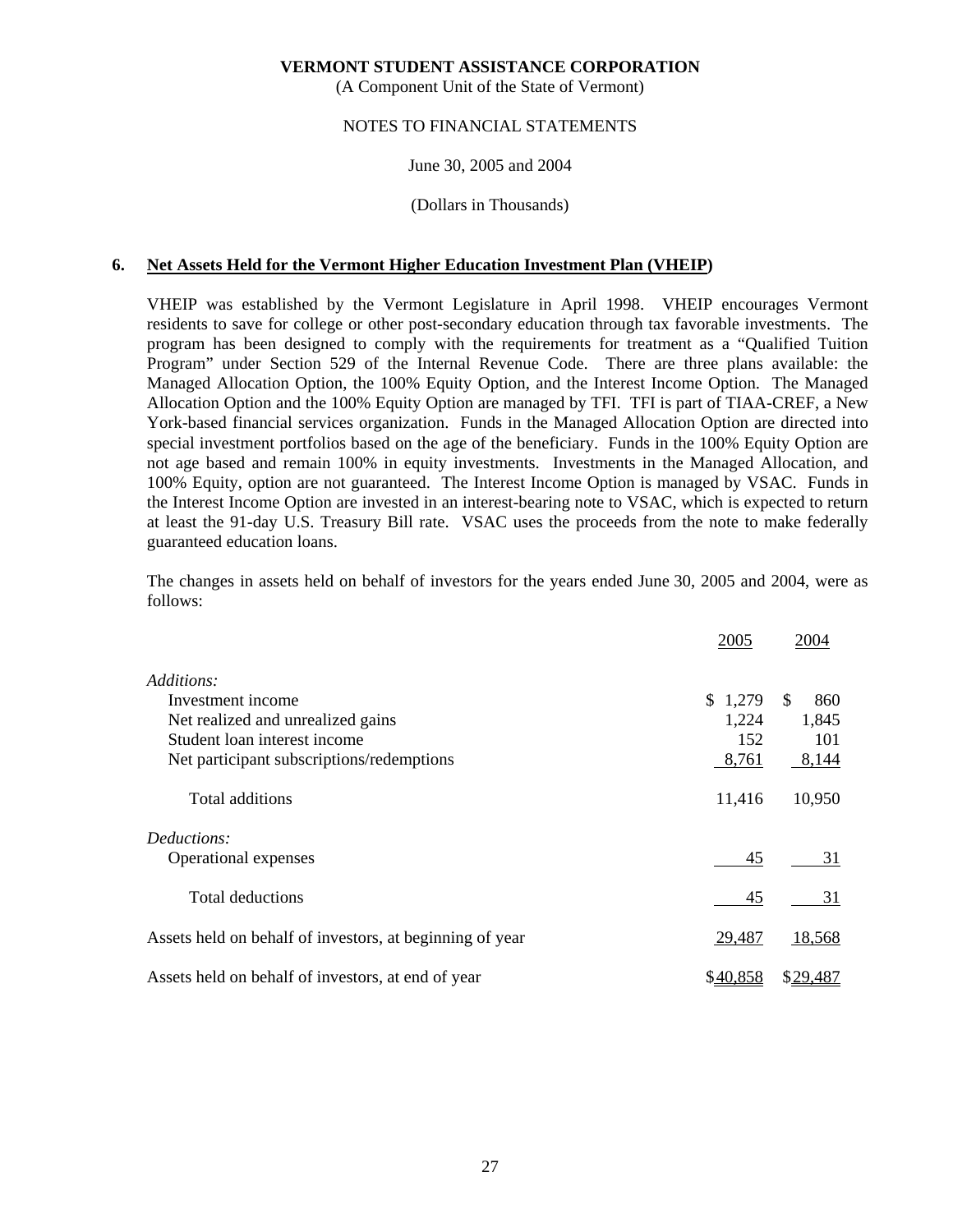**VERMONT STUDENT ASSISTANCE CORPORATION**
(A Component Unit of the State of Vermont)

NOTES TO FINANCIAL STATEMENTS

June 30, 2005 and 2004

(Dollars in Thousands)

## 6. Net Assets Held for the Vermont Higher Education Investment Plan (VHEIP)

VHEIP was established by the Vermont Legislature in April 1998. VHEIP encourages Vermont residents to save for college or other post-secondary education through tax favorable investments. The program has been designed to comply with the requirements for treatment as a "Qualified Tuition Program" under Section 529 of the Internal Revenue Code. There are three plans available: the Managed Allocation Option, the 100% Equity Option, and the Interest Income Option. The Managed Allocation Option and the 100% Equity Option are managed by TFI. TFI is part of TIAA-CREF, a New York-based financial services organization. Funds in the Managed Allocation Option are directed into special investment portfolios based on the age of the beneficiary. Funds in the 100% Equity Option are not age based and remain 100% in equity investments. Investments in the Managed Allocation, and 100% Equity, option are not guaranteed. The Interest Income Option is managed by VSAC. Funds in the Interest Income Option are invested in an interest-bearing note to VSAC, which is expected to return at least the 91-day U.S. Treasury Bill rate. VSAC uses the proceeds from the note to make federally guaranteed education loans.

The changes in assets held on behalf of investors for the years ended June 30, 2005 and 2004, were as follows:

| | 2005 | 2004 |
|---|---|---|
| *Additions:* | | |
| Investment income | $ 1,279 | $ 860 |
| Net realized and unrealized gains | 1,224 | 1,845 |
| Student loan interest income | 152 | 101 |
| Net participant subscriptions/redemptions | 8,761 | 8,144 |
| Total additions | 11,416 | 10,950 |
| *Deductions:* | | |
| Operational expenses | 45 | 31 |
| Total deductions | 45 | 31 |
| Assets held on behalf of investors, at beginning of year | 29,487 | 18,568 |
| Assets held on behalf of investors, at end of year | $40,858 | $29,487 |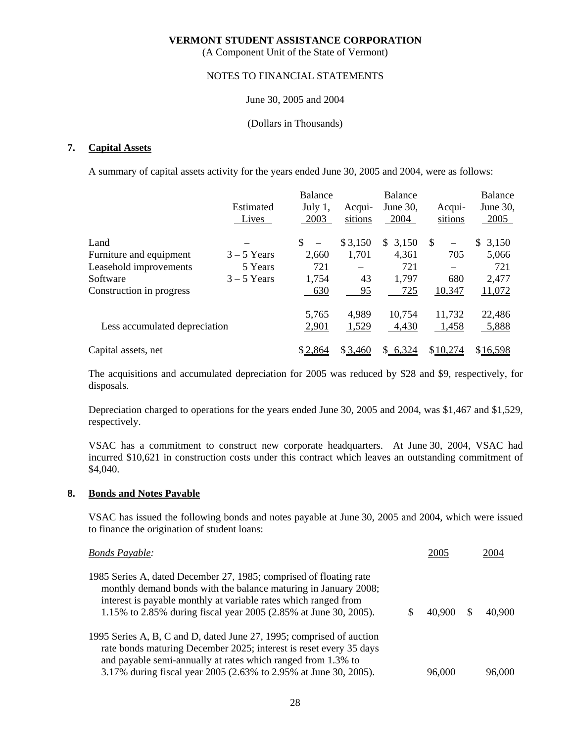**VERMONT STUDENT ASSISTANCE CORPORATION**
(A Component Unit of the State of Vermont)

NOTES TO FINANCIAL STATEMENTS

June 30, 2005 and 2004

(Dollars in Thousands)

## 7. Capital Assets

A summary of capital assets activity for the years ended June 30, 2005 and 2004, were as follows:

| | Estimated Lives | Balance July 1, 2003 | Acquisitions | Balance June 30, 2004 | Acquisitions | Balance June 30, 2005 |
|---|---|---|---|---|---|---|
| Land | – | $ – | $ 3,150 | $ 3,150 | $ – | $ 3,150 |
| Furniture and equipment | 3 – 5 Years | 2,660 | 1,701 | 4,361 | 705 | 5,066 |
| Leasehold improvements | 5 Years | 721 | – | 721 | – | 721 |
| Software | 3 – 5 Years | 1,754 | 43 | 1,797 | 680 | 2,477 |
| Construction in progress | | 630 | 95 | 725 | 10,347 | 11,072 |
| | | 5,765 | 4,989 | 10,754 | 11,732 | 22,486 |
| Less accumulated depreciation | | 2,901 | 1,529 | 4,430 | 1,458 | 5,888 |
| Capital assets, net | | $ 2,864 | $ 3,460 | $ 6,324 | $ 10,274 | $ 16,598 |

The acquisitions and accumulated depreciation for 2005 was reduced by $28 and $9, respectively, for disposals.

Depreciation charged to operations for the years ended June 30, 2005 and 2004, was $1,467 and $1,529, respectively.

VSAC has a commitment to construct new corporate headquarters. At June 30, 2004, VSAC had incurred $10,621 in construction costs under this contract which leaves an outstanding commitment of $4,040.

## 8. Bonds and Notes Payable

VSAC has issued the following bonds and notes payable at June 30, 2005 and 2004, which were issued to finance the origination of student loans:

| *Bonds Payable:* | 2005 | 2004 |
|---|---|---|
| 1985 Series A, dated December 27, 1985; comprised of floating rate monthly demand bonds with the balance maturing in January 2008; interest is payable monthly at variable rates which ranged from 1.15% to 2.85% during fiscal year 2005 (2.85% at June 30, 2005). | $ 40,900 | $ 40,900 |
| 1995 Series A, B, C and D, dated June 27, 1995; comprised of auction rate bonds maturing December 2025; interest is reset every 35 days and payable semi-annually at rates which ranged from 1.3% to 3.17% during fiscal year 2005 (2.63% to 2.95% at June 30, 2005). | 96,000 | 96,000 |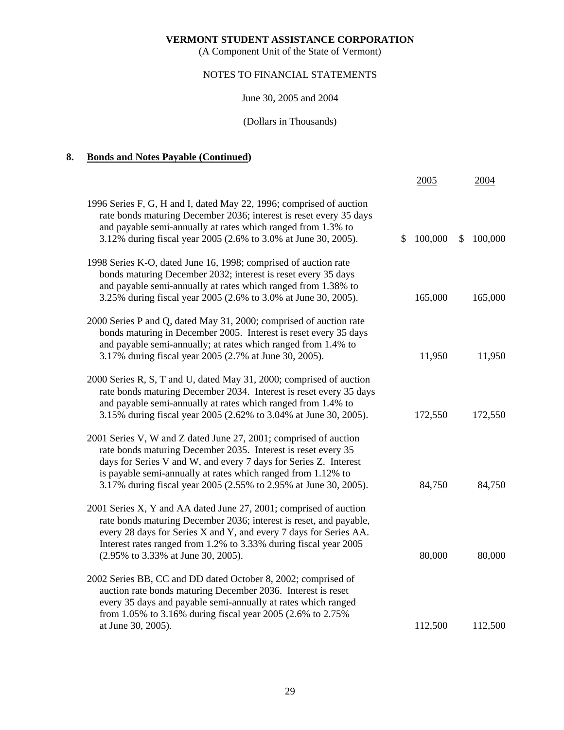**VERMONT STUDENT ASSISTANCE CORPORATION**
(A Component Unit of the State of Vermont)

NOTES TO FINANCIAL STATEMENTS

June 30, 2005 and 2004

(Dollars in Thousands)

## 8. Bonds and Notes Payable (Continued)

| | 2005 | 2004 |
|---|---|---|
| 1996 Series F, G, H and I, dated May 22, 1996; comprised of auction rate bonds maturing December 2036; interest is reset every 35 days and payable semi-annually at rates which ranged from 1.3% to 3.12% during fiscal year 2005 (2.6% to 3.0% at June 30, 2005). | $ 100,000 | $ 100,000 |
| 1998 Series K-O, dated June 16, 1998; comprised of auction rate bonds maturing December 2032; interest is reset every 35 days and payable semi-annually at rates which ranged from 1.38% to 3.25% during fiscal year 2005 (2.6% to 3.0% at June 30, 2005). | 165,000 | 165,000 |
| 2000 Series P and Q, dated May 31, 2000; comprised of auction rate bonds maturing in December 2005. Interest is reset every 35 days and payable semi-annually; at rates which ranged from 1.4% to 3.17% during fiscal year 2005 (2.7% at June 30, 2005). | 11,950 | 11,950 |
| 2000 Series R, S, T and U, dated May 31, 2000; comprised of auction rate bonds maturing December 2034. Interest is reset every 35 days and payable semi-annually at rates which ranged from 1.4% to 3.15% during fiscal year 2005 (2.62% to 3.04% at June 30, 2005). | 172,550 | 172,550 |
| 2001 Series V, W and Z dated June 27, 2001; comprised of auction rate bonds maturing December 2035. Interest is reset every 35 days for Series V and W, and every 7 days for Series Z. Interest is payable semi-annually at rates which ranged from 1.12% to 3.17% during fiscal year 2005 (2.55% to 2.95% at June 30, 2005). | 84,750 | 84,750 |
| 2001 Series X, Y and AA dated June 27, 2001; comprised of auction rate bonds maturing December 2036; interest is reset, and payable, every 28 days for Series X and Y, and every 7 days for Series AA. Interest rates ranged from 1.2% to 3.33% during fiscal year 2005 (2.95% to 3.33% at June 30, 2005). | 80,000 | 80,000 |
| 2002 Series BB, CC and DD dated October 8, 2002; comprised of auction rate bonds maturing December 2036. Interest is reset every 35 days and payable semi-annually at rates which ranged from 1.05% to 3.16% during fiscal year 2005 (2.6% to 2.75% at June 30, 2005). | 112,500 | 112,500 |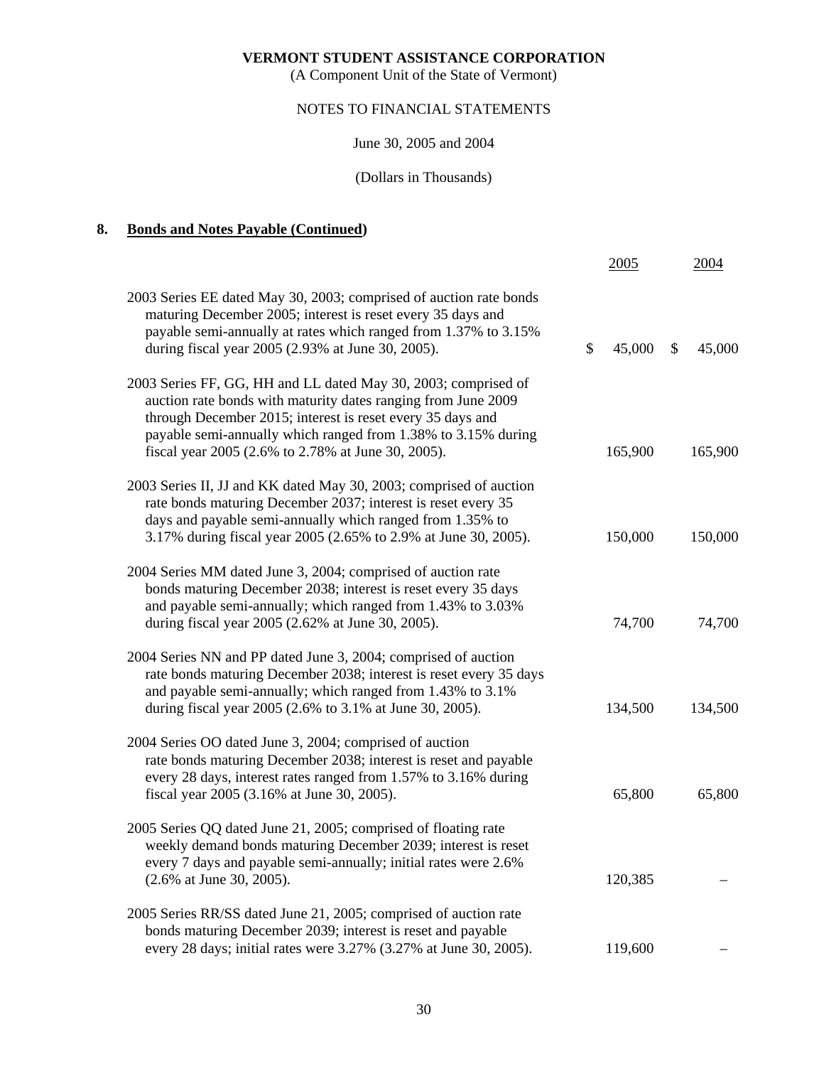VERMONT STUDENT ASSISTANCE CORPORATION

(A Component Unit of the State of Vermont)

NOTES TO FINANCIAL STATEMENTS

June 30, 2005 and 2004

(Dollars in Thousands)

## 8. Bonds and Notes Payable (Continued)

| | 2005 | 2004 |
|---|---|---|
| 2003 Series EE dated May 30, 2003; comprised of auction rate bonds maturing December 2005; interest is reset every 35 days and payable semi-annually at rates which ranged from 1.37% to 3.15% during fiscal year 2005 (2.93% at June 30, 2005). | $ 45,000 | $ 45,000 |
| 2003 Series FF, GG, HH and LL dated May 30, 2003; comprised of auction rate bonds with maturity dates ranging from June 2009 through December 2015; interest is reset every 35 days and payable semi-annually which ranged from 1.38% to 3.15% during fiscal year 2005 (2.6% to 2.78% at June 30, 2005). | 165,900 | 165,900 |
| 2003 Series II, JJ and KK dated May 30, 2003; comprised of auction rate bonds maturing December 2037; interest is reset every 35 days and payable semi-annually which ranged from 1.35% to 3.17% during fiscal year 2005 (2.65% to 2.9% at June 30, 2005). | 150,000 | 150,000 |
| 2004 Series MM dated June 3, 2004; comprised of auction rate bonds maturing December 2038; interest is reset every 35 days and payable semi-annually; which ranged from 1.43% to 3.03% during fiscal year 2005 (2.62% at June 30, 2005). | 74,700 | 74,700 |
| 2004 Series NN and PP dated June 3, 2004; comprised of auction rate bonds maturing December 2038; interest is reset every 35 days and payable semi-annually; which ranged from 1.43% to 3.1% during fiscal year 2005 (2.6% to 3.1% at June 30, 2005). | 134,500 | 134,500 |
| 2004 Series OO dated June 3, 2004; comprised of auction rate bonds maturing December 2038; interest is reset and payable every 28 days, interest rates ranged from 1.57% to 3.16% during fiscal year 2005 (3.16% at June 30, 2005). | 65,800 | 65,800 |
| 2005 Series QQ dated June 21, 2005; comprised of floating rate weekly demand bonds maturing December 2039; interest is reset every 7 days and payable semi-annually; initial rates were 2.6% (2.6% at June 30, 2005). | 120,385 | – |
| 2005 Series RR/SS dated June 21, 2005; comprised of auction rate bonds maturing December 2039; interest is reset and payable every 28 days; initial rates were 3.27% (3.27% at June 30, 2005). | 119,600 | – |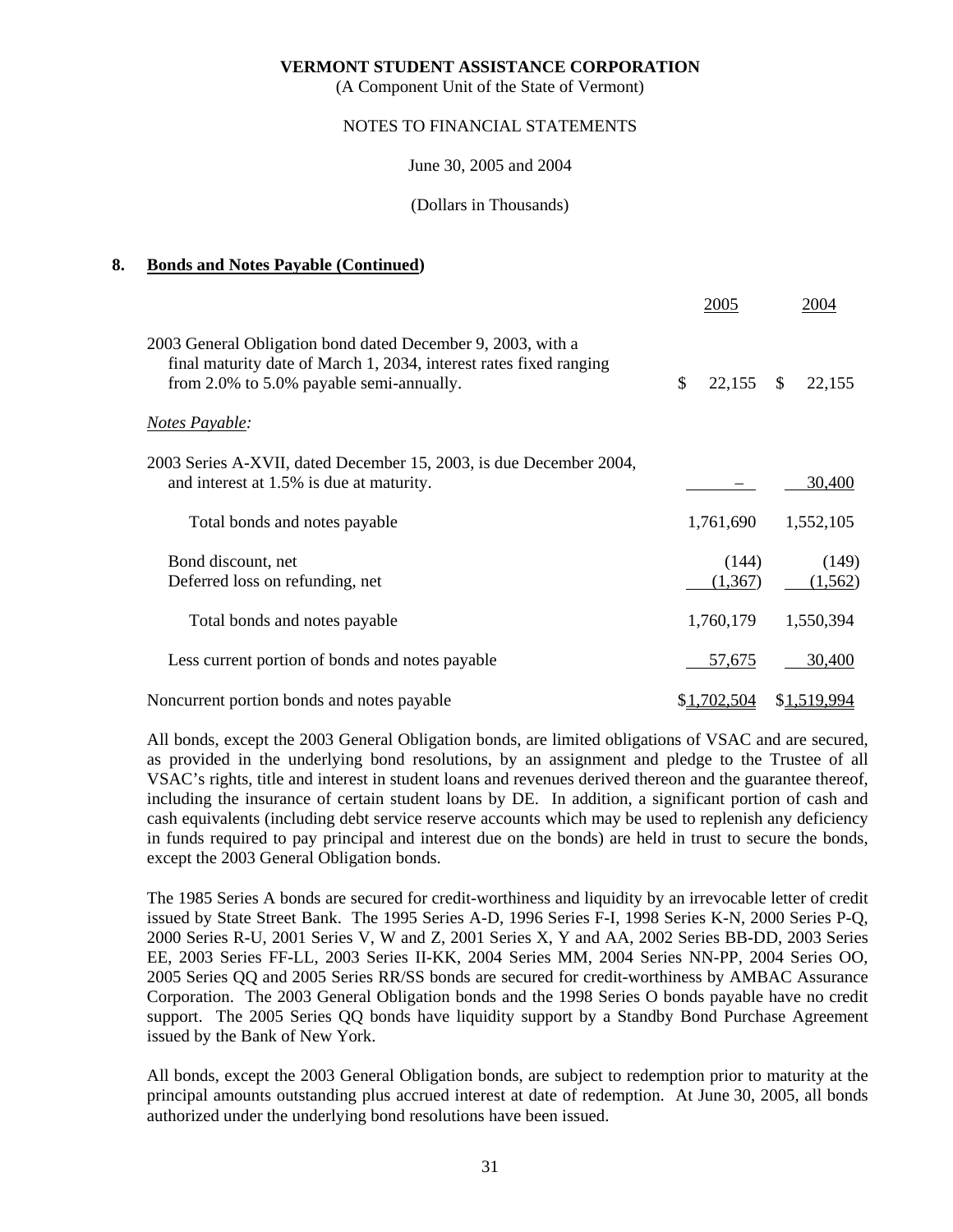**VERMONT STUDENT ASSISTANCE CORPORATION**
(A Component Unit of the State of Vermont)

NOTES TO FINANCIAL STATEMENTS

June 30, 2005 and 2004

(Dollars in Thousands)

## 8. Bonds and Notes Payable (Continued)

| | 2005 | 2004 |
|---|---|---|
| 2003 General Obligation bond dated December 9, 2003, with a final maturity date of March 1, 2034, interest rates fixed ranging from 2.0% to 5.0% payable semi-annually. | $ 22,155 | $ 22,155 |
| *Notes Payable:* | | |
| 2003 Series A-XVII, dated December 15, 2003, is due December 2004, and interest at 1.5% is due at maturity. | – | 30,400 |
| Total bonds and notes payable | 1,761,690 | 1,552,105 |
| Bond discount, net | (144) | (149) |
| Deferred loss on refunding, net | (1,367) | (1,562) |
| Total bonds and notes payable | 1,760,179 | 1,550,394 |
| Less current portion of bonds and notes payable | 57,675 | 30,400 |
| Noncurrent portion bonds and notes payable | $1,702,504 | $1,519,994 |

All bonds, except the 2003 General Obligation bonds, are limited obligations of VSAC and are secured, as provided in the underlying bond resolutions, by an assignment and pledge to the Trustee of all VSAC's rights, title and interest in student loans and revenues derived thereon and the guarantee thereof, including the insurance of certain student loans by DE. In addition, a significant portion of cash and cash equivalents (including debt service reserve accounts which may be used to replenish any deficiency in funds required to pay principal and interest due on the bonds) are held in trust to secure the bonds, except the 2003 General Obligation bonds.

The 1985 Series A bonds are secured for credit-worthiness and liquidity by an irrevocable letter of credit issued by State Street Bank. The 1995 Series A-D, 1996 Series F-I, 1998 Series K-N, 2000 Series P-Q, 2000 Series R-U, 2001 Series V, W and Z, 2001 Series X, Y and AA, 2002 Series BB-DD, 2003 Series EE, 2003 Series FF-LL, 2003 Series II-KK, 2004 Series MM, 2004 Series NN-PP, 2004 Series OO, 2005 Series QQ and 2005 Series RR/SS bonds are secured for credit-worthiness by AMBAC Assurance Corporation. The 2003 General Obligation bonds and the 1998 Series O bonds payable have no credit support. The 2005 Series QQ bonds have liquidity support by a Standby Bond Purchase Agreement issued by the Bank of New York.

All bonds, except the 2003 General Obligation bonds, are subject to redemption prior to maturity at the principal amounts outstanding plus accrued interest at date of redemption. At June 30, 2005, all bonds authorized under the underlying bond resolutions have been issued.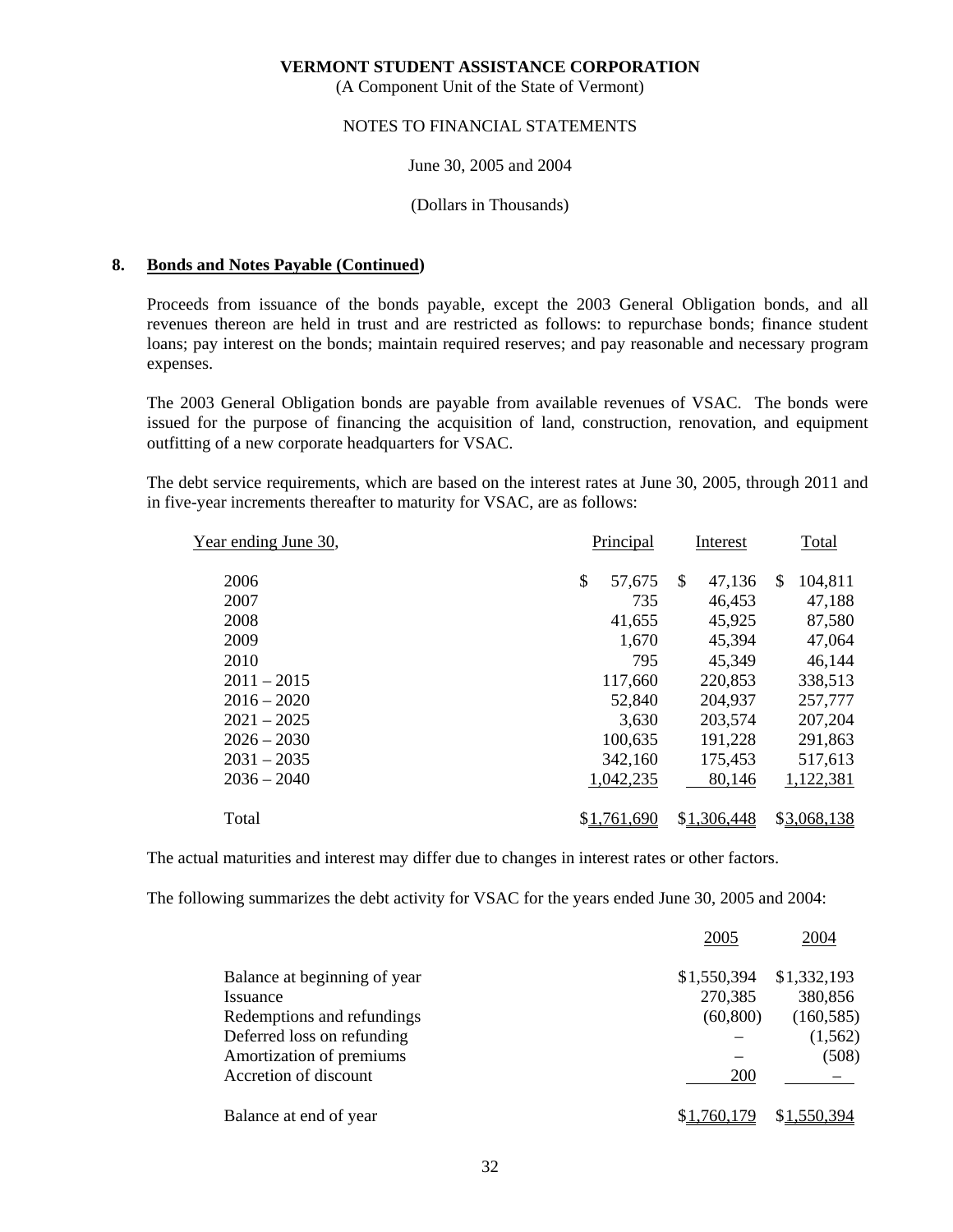**VERMONT STUDENT ASSISTANCE CORPORATION**
(A Component Unit of the State of Vermont)

NOTES TO FINANCIAL STATEMENTS

June 30, 2005 and 2004

(Dollars in Thousands)

## 8. Bonds and Notes Payable (Continued)

Proceeds from issuance of the bonds payable, except the 2003 General Obligation bonds, and all revenues thereon are held in trust and are restricted as follows: to repurchase bonds; finance student loans; pay interest on the bonds; maintain required reserves; and pay reasonable and necessary program expenses.

The 2003 General Obligation bonds are payable from available revenues of VSAC. The bonds were issued for the purpose of financing the acquisition of land, construction, renovation, and equipment outfitting of a new corporate headquarters for VSAC.

The debt service requirements, which are based on the interest rates at June 30, 2005, through 2011 and in five-year increments thereafter to maturity for VSAC, are as follows:

| Year ending June 30, | Principal | Interest | Total |
|---|---|---|---|
| 2006 | $ 57,675 | $ 47,136 | $ 104,811 |
| 2007 | 735 | 46,453 | 47,188 |
| 2008 | 41,655 | 45,925 | 87,580 |
| 2009 | 1,670 | 45,394 | 47,064 |
| 2010 | 795 | 45,349 | 46,144 |
| 2011 – 2015 | 117,660 | 220,853 | 338,513 |
| 2016 – 2020 | 52,840 | 204,937 | 257,777 |
| 2021 – 2025 | 3,630 | 203,574 | 207,204 |
| 2026 – 2030 | 100,635 | 191,228 | 291,863 |
| 2031 – 2035 | 342,160 | 175,453 | 517,613 |
| 2036 – 2040 | 1,042,235 | 80,146 | 1,122,381 |
| Total | $1,761,690 | $1,306,448 | $3,068,138 |

The actual maturities and interest may differ due to changes in interest rates or other factors.

The following summarizes the debt activity for VSAC for the years ended June 30, 2005 and 2004:

| | 2005 | 2004 |
|---|---|---|
| Balance at beginning of year | $1,550,394 | $1,332,193 |
| Issuance | 270,385 | 380,856 |
| Redemptions and refundings | (60,800) | (160,585) |
| Deferred loss on refunding | – | (1,562) |
| Amortization of premiums | – | (508) |
| Accretion of discount | 200 | – |
| Balance at end of year | $1,760,179 | $1,550,394 |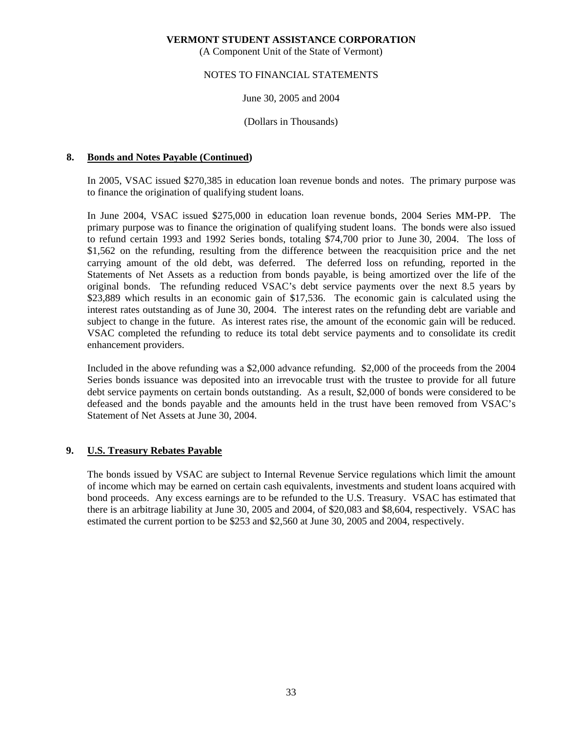**VERMONT STUDENT ASSISTANCE CORPORATION**
(A Component Unit of the State of Vermont)

NOTES TO FINANCIAL STATEMENTS

June 30, 2005 and 2004

(Dollars in Thousands)

## 8. Bonds and Notes Payable (Continued)

In 2005, VSAC issued $270,385 in education loan revenue bonds and notes. The primary purpose was to finance the origination of qualifying student loans.

In June 2004, VSAC issued $275,000 in education loan revenue bonds, 2004 Series MM-PP. The primary purpose was to finance the origination of qualifying student loans. The bonds were also issued to refund certain 1993 and 1992 Series bonds, totaling $74,700 prior to June 30, 2004. The loss of $1,562 on the refunding, resulting from the difference between the reacquisition price and the net carrying amount of the old debt, was deferred. The deferred loss on refunding, reported in the Statements of Net Assets as a reduction from bonds payable, is being amortized over the life of the original bonds. The refunding reduced VSAC's debt service payments over the next 8.5 years by $23,889 which results in an economic gain of $17,536. The economic gain is calculated using the interest rates outstanding as of June 30, 2004. The interest rates on the refunding debt are variable and subject to change in the future. As interest rates rise, the amount of the economic gain will be reduced. VSAC completed the refunding to reduce its total debt service payments and to consolidate its credit enhancement providers.

Included in the above refunding was a $2,000 advance refunding. $2,000 of the proceeds from the 2004 Series bonds issuance was deposited into an irrevocable trust with the trustee to provide for all future debt service payments on certain bonds outstanding. As a result, $2,000 of bonds were considered to be defeased and the bonds payable and the amounts held in the trust have been removed from VSAC's Statement of Net Assets at June 30, 2004.

## 9. U.S. Treasury Rebates Payable

The bonds issued by VSAC are subject to Internal Revenue Service regulations which limit the amount of income which may be earned on certain cash equivalents, investments and student loans acquired with bond proceeds. Any excess earnings are to be refunded to the U.S. Treasury. VSAC has estimated that there is an arbitrage liability at June 30, 2005 and 2004, of $20,083 and $8,604, respectively. VSAC has estimated the current portion to be $253 and $2,560 at June 30, 2005 and 2004, respectively.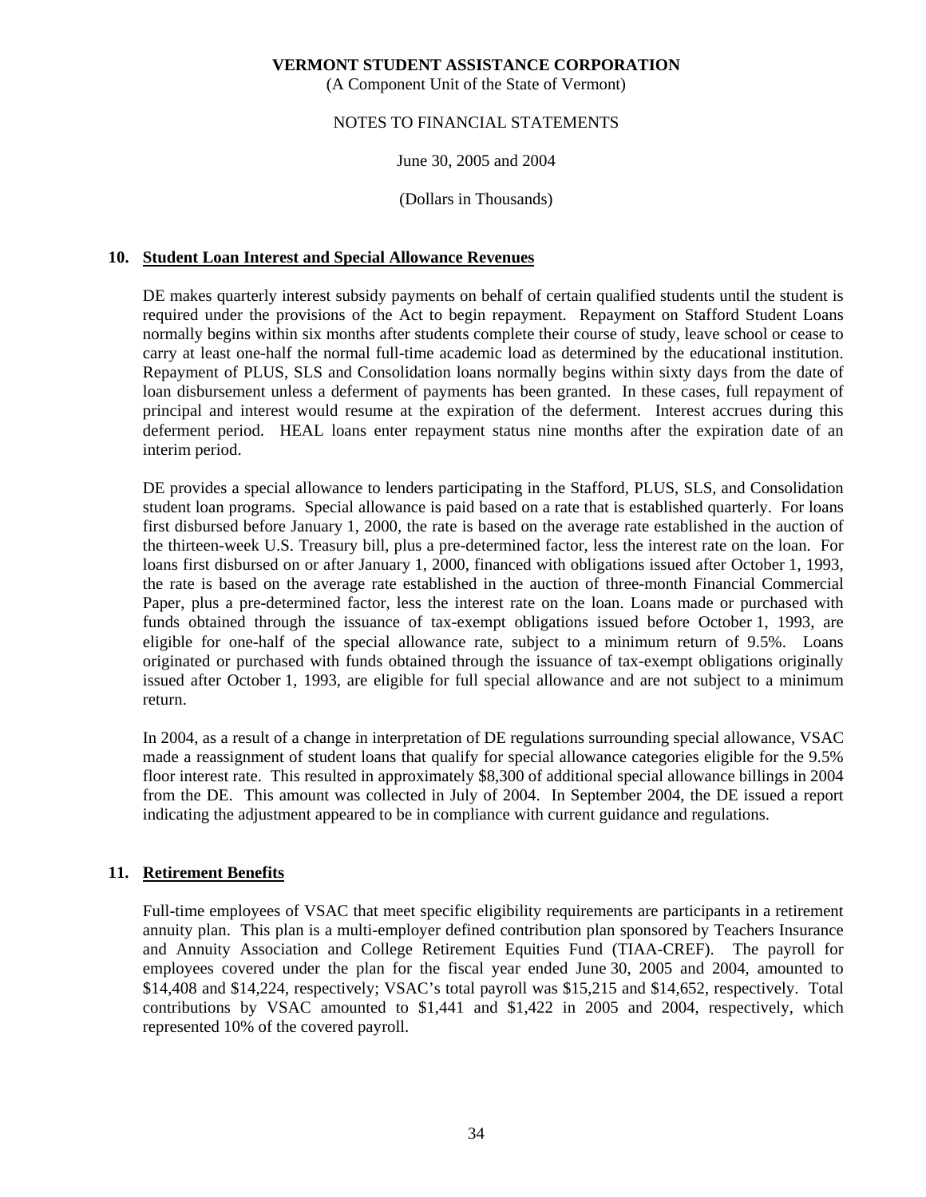## 10. Student Loan Interest and Special Allowance Revenues

DE makes quarterly interest subsidy payments on behalf of certain qualified students until the student is required under the provisions of the Act to begin repayment. Repayment on Stafford Student Loans normally begins within six months after students complete their course of study, leave school or cease to carry at least one-half the normal full-time academic load as determined by the educational institution. Repayment of PLUS, SLS and Consolidation loans normally begins within sixty days from the date of loan disbursement unless a deferment of payments has been granted. In these cases, full repayment of principal and interest would resume at the expiration of the deferment. Interest accrues during this deferment period. HEAL loans enter repayment status nine months after the expiration date of an interim period.

DE provides a special allowance to lenders participating in the Stafford, PLUS, SLS, and Consolidation student loan programs. Special allowance is paid based on a rate that is established quarterly. For loans first disbursed before January 1, 2000, the rate is based on the average rate established in the auction of the thirteen-week U.S. Treasury bill, plus a pre-determined factor, less the interest rate on the loan. For loans first disbursed on or after January 1, 2000, financed with obligations issued after October 1, 1993, the rate is based on the average rate established in the auction of three-month Financial Commercial Paper, plus a pre-determined factor, less the interest rate on the loan. Loans made or purchased with funds obtained through the issuance of tax-exempt obligations issued before October 1, 1993, are eligible for one-half of the special allowance rate, subject to a minimum return of 9.5%. Loans originated or purchased with funds obtained through the issuance of tax-exempt obligations originally issued after October 1, 1993, are eligible for full special allowance and are not subject to a minimum return.

In 2004, as a result of a change in interpretation of DE regulations surrounding special allowance, VSAC made a reassignment of student loans that qualify for special allowance categories eligible for the 9.5% floor interest rate. This resulted in approximately $8,300 of additional special allowance billings in 2004 from the DE. This amount was collected in July of 2004. In September 2004, the DE issued a report indicating the adjustment appeared to be in compliance with current guidance and regulations.

## 11. Retirement Benefits

Full-time employees of VSAC that meet specific eligibility requirements are participants in a retirement annuity plan. This plan is a multi-employer defined contribution plan sponsored by Teachers Insurance and Annuity Association and College Retirement Equities Fund (TIAA-CREF). The payroll for employees covered under the plan for the fiscal year ended June 30, 2005 and 2004, amounted to $14,408 and $14,224, respectively; VSAC's total payroll was $15,215 and $14,652, respectively. Total contributions by VSAC amounted to $1,441 and $1,422 in 2005 and 2004, respectively, which represented 10% of the covered payroll.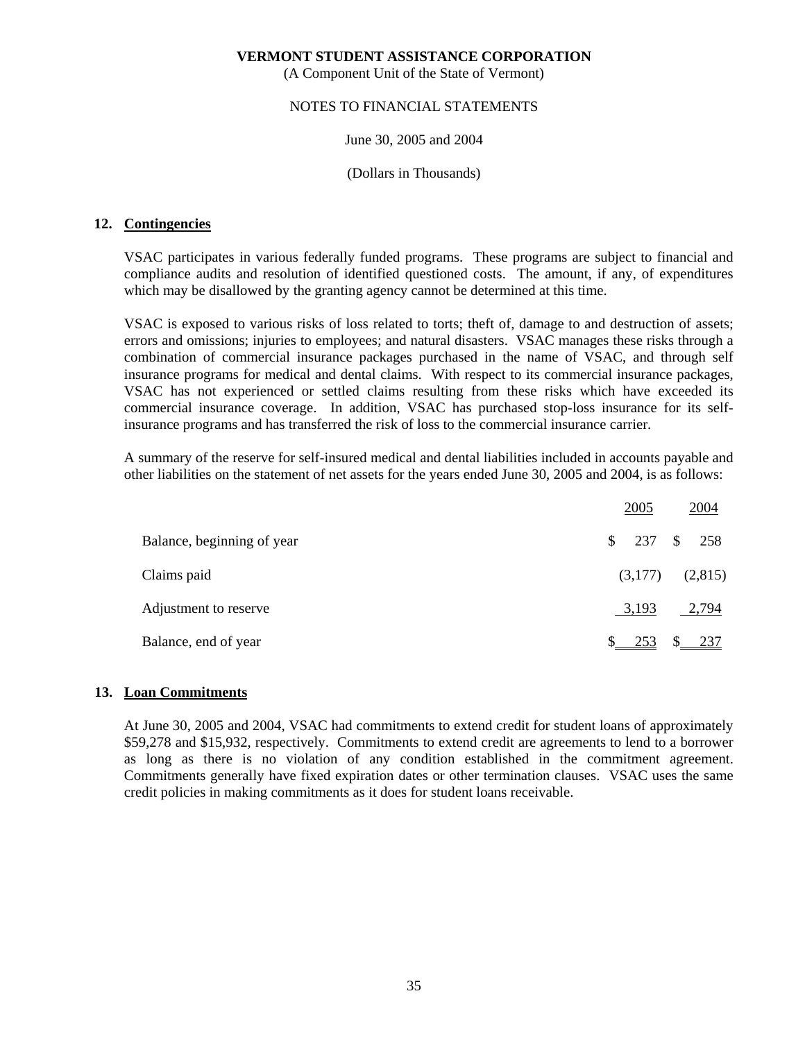**VERMONT STUDENT ASSISTANCE CORPORATION**
(A Component Unit of the State of Vermont)

NOTES TO FINANCIAL STATEMENTS

June 30, 2005 and 2004

(Dollars in Thousands)

## 12. Contingencies

VSAC participates in various federally funded programs. These programs are subject to financial and compliance audits and resolution of identified questioned costs. The amount, if any, of expenditures which may be disallowed by the granting agency cannot be determined at this time.

VSAC is exposed to various risks of loss related to torts; theft of, damage to and destruction of assets; errors and omissions; injuries to employees; and natural disasters. VSAC manages these risks through a combination of commercial insurance packages purchased in the name of VSAC, and through self insurance programs for medical and dental claims. With respect to its commercial insurance packages, VSAC has not experienced or settled claims resulting from these risks which have exceeded its commercial insurance coverage. In addition, VSAC has purchased stop-loss insurance for its self-insurance programs and has transferred the risk of loss to the commercial insurance carrier.

A summary of the reserve for self-insured medical and dental liabilities included in accounts payable and other liabilities on the statement of net assets for the years ended June 30, 2005 and 2004, is as follows:

| | 2005 | 2004 |
|---|---|---|
| Balance, beginning of year | $ 237 | $ 258 |
| Claims paid | (3,177) | (2,815) |
| Adjustment to reserve | 3,193 | 2,794 |
| Balance, end of year | $ 253 | $ 237 |

## 13. Loan Commitments

At June 30, 2005 and 2004, VSAC had commitments to extend credit for student loans of approximately $59,278 and $15,932, respectively. Commitments to extend credit are agreements to lend to a borrower as long as there is no violation of any condition established in the commitment agreement. Commitments generally have fixed expiration dates or other termination clauses. VSAC uses the same credit policies in making commitments as it does for student loans receivable.